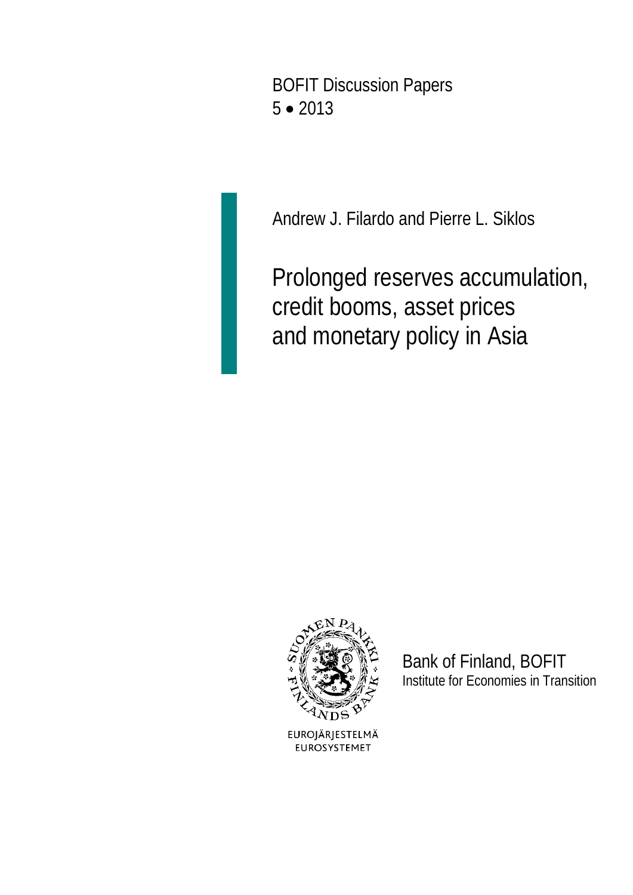BOFIT Discussion Papers
5 • 2013

Andrew J. Filardo and Pierre L. Siklos

# Prolonged reserves accumulation, credit booms, asset prices and monetary policy in Asia

EUROJÄRJESTELMÄ
EUROSYSTEMET

Bank of Finland, BOFIT
Institute for Economies in Transition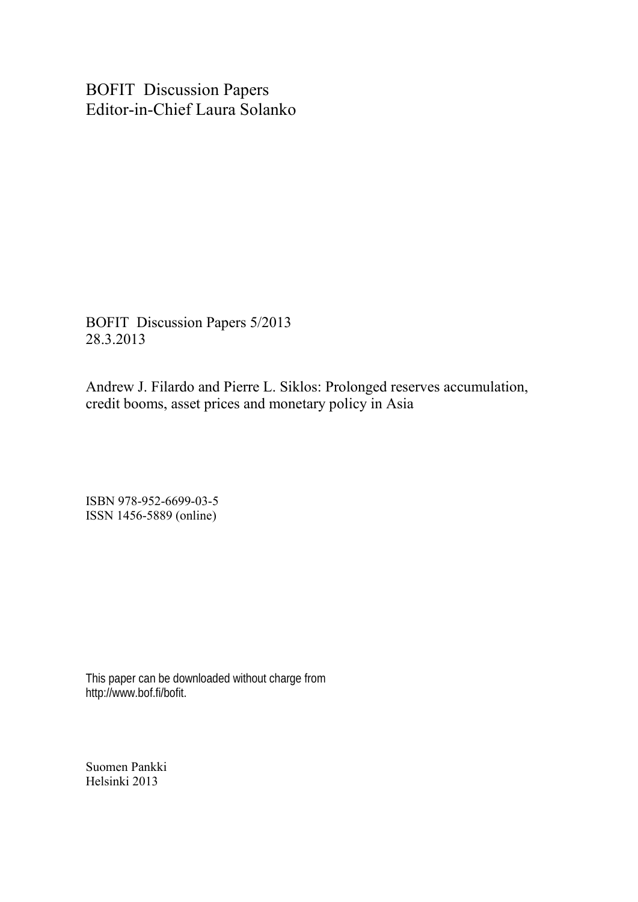BOFIT Discussion Papers
Editor-in-Chief Laura Solanko

BOFIT Discussion Papers 5/2013
28.3.2013

Andrew J. Filardo and Pierre L. Siklos: Prolonged reserves accumulation, credit booms, asset prices and monetary policy in Asia

ISBN 978-952-6699-03-5
ISSN 1456-5889 (online)

This paper can be downloaded without charge from
http://www.bof.fi/bofit.

Suomen Pankki
Helsinki 2013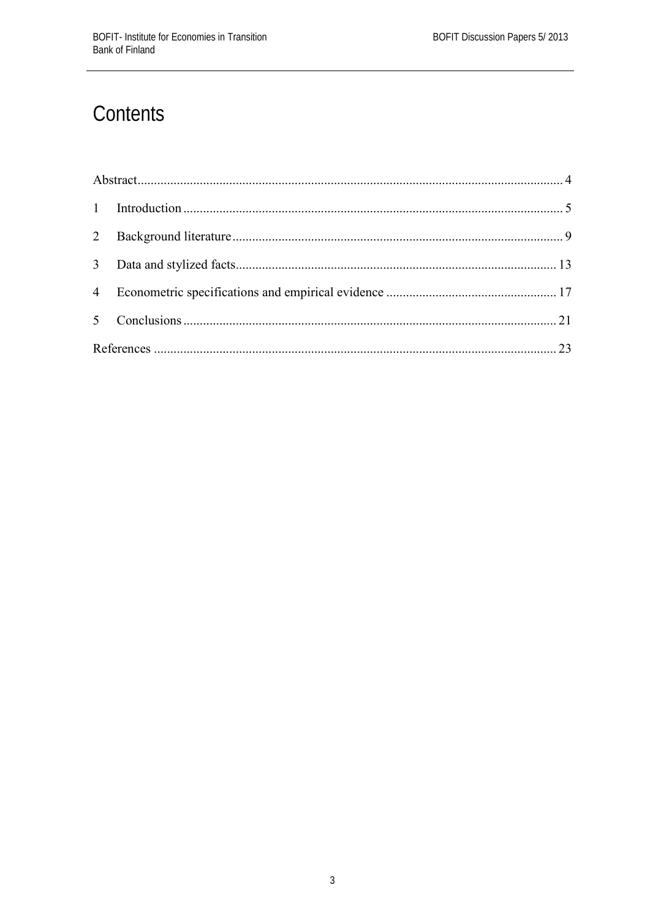# Contents

Abstract .............................................................. 4

1 Introduction .......................................................... 5

2 Background literature ................................................. 9

3 Data and stylized facts ............................................... 13

4 Econometric specifications and empirical evidence ..................... 17

5 Conclusions ........................................................... 21

References ............................................................. 23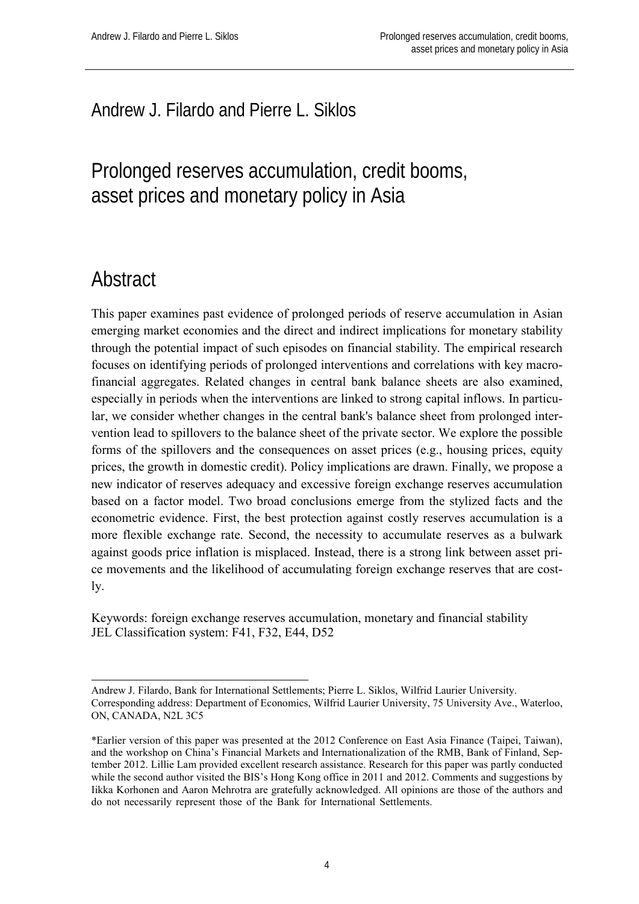Andrew J. Filardo and Pierre L. Siklos

# Prolonged reserves accumulation, credit booms, asset prices and monetary policy in Asia

## Abstract

This paper examines past evidence of prolonged periods of reserve accumulation in Asian emerging market economies and the direct and indirect implications for monetary stability through the potential impact of such episodes on financial stability. The empirical research focuses on identifying periods of prolonged interventions and correlations with key macro-financial aggregates. Related changes in central bank balance sheets are also examined, especially in periods when the interventions are linked to strong capital inflows. In particular, we consider whether changes in the central bank's balance sheet from prolonged intervention lead to spillovers to the balance sheet of the private sector. We explore the possible forms of the spillovers and the consequences on asset prices (e.g., housing prices, equity prices, the growth in domestic credit). Policy implications are drawn. Finally, we propose a new indicator of reserves adequacy and excessive foreign exchange reserves accumulation based on a factor model. Two broad conclusions emerge from the stylized facts and the econometric evidence. First, the best protection against costly reserves accumulation is a more flexible exchange rate. Second, the necessity to accumulate reserves as a bulwark against goods price inflation is misplaced. Instead, there is a strong link between asset price movements and the likelihood of accumulating foreign exchange reserves that are costly.

Keywords: foreign exchange reserves accumulation, monetary and financial stability
JEL Classification system: F41, F32, E44, D52

---

Andrew J. Filardo, Bank for International Settlements; Pierre L. Siklos, Wilfrid Laurier University.
Corresponding address: Department of Economics, Wilfrid Laurier University, 75 University Ave., Waterloo, ON, CANADA, N2L 3C5

*Earlier version of this paper was presented at the 2012 Conference on East Asia Finance (Taipei, Taiwan), and the workshop on China's Financial Markets and Internationalization of the RMB, Bank of Finland, September 2012. Lillie Lam provided excellent research assistance. Research for this paper was partly conducted while the second author visited the BIS's Hong Kong office in 2011 and 2012. Comments and suggestions by Iikka Korhonen and Aaron Mehrotra are gratefully acknowledged. All opinions are those of the authors and do not necessarily represent those of the Bank for International Settlements.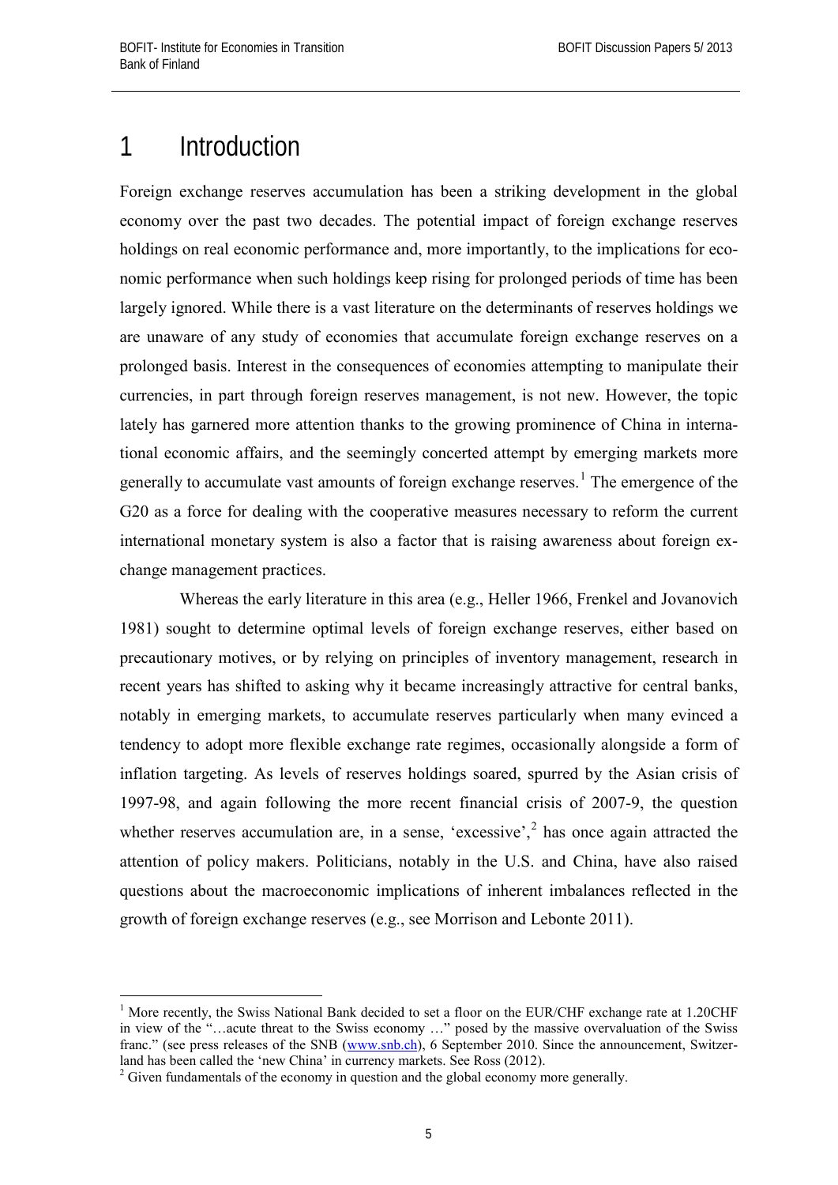# 1 Introduction

Foreign exchange reserves accumulation has been a striking development in the global economy over the past two decades. The potential impact of foreign exchange reserves holdings on real economic performance and, more importantly, to the implications for economic performance when such holdings keep rising for prolonged periods of time has been largely ignored. While there is a vast literature on the determinants of reserves holdings we are unaware of any study of economies that accumulate foreign exchange reserves on a prolonged basis. Interest in the consequences of economies attempting to manipulate their currencies, in part through foreign reserves management, is not new. However, the topic lately has garnered more attention thanks to the growing prominence of China in international economic affairs, and the seemingly concerted attempt by emerging markets more generally to accumulate vast amounts of foreign exchange reserves.[1] The emergence of the G20 as a force for dealing with the cooperative measures necessary to reform the current international monetary system is also a factor that is raising awareness about foreign exchange management practices.

Whereas the early literature in this area (e.g., Heller 1966, Frenkel and Jovanovich 1981) sought to determine optimal levels of foreign exchange reserves, either based on precautionary motives, or by relying on principles of inventory management, research in recent years has shifted to asking why it became increasingly attractive for central banks, notably in emerging markets, to accumulate reserves particularly when many evinced a tendency to adopt more flexible exchange rate regimes, occasionally alongside a form of inflation targeting. As levels of reserves holdings soared, spurred by the Asian crisis of 1997-98, and again following the more recent financial crisis of 2007-9, the question whether reserves accumulation are, in a sense, 'excessive',[2] has once again attracted the attention of policy makers. Politicians, notably in the U.S. and China, have also raised questions about the macroeconomic implications of inherent imbalances reflected in the growth of foreign exchange reserves (e.g., see Morrison and Lebonte 2011).

---

[1] More recently, the Swiss National Bank decided to set a floor on the EUR/CHF exchange rate at 1.20CHF in view of the "…acute threat to the Swiss economy …" posed by the massive overvaluation of the Swiss franc." (see press releases of the SNB (www.snb.ch), 6 September 2010. Since the announcement, Switzerland has been called the 'new China' in currency markets. See Ross (2012).

[2] Given fundamentals of the economy in question and the global economy more generally.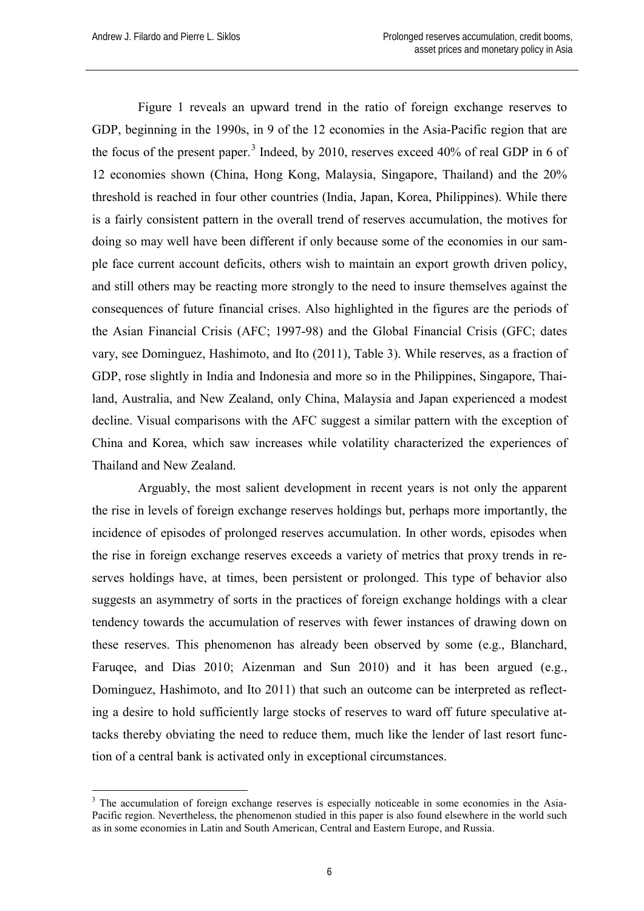Figure 1 reveals an upward trend in the ratio of foreign exchange reserves to GDP, beginning in the 1990s, in 9 of the 12 economies in the Asia-Pacific region that are the focus of the present paper.[3] Indeed, by 2010, reserves exceed 40% of real GDP in 6 of 12 economies shown (China, Hong Kong, Malaysia, Singapore, Thailand) and the 20% threshold is reached in four other countries (India, Japan, Korea, Philippines). While there is a fairly consistent pattern in the overall trend of reserves accumulation, the motives for doing so may well have been different if only because some of the economies in our sample face current account deficits, others wish to maintain an export growth driven policy, and still others may be reacting more strongly to the need to insure themselves against the consequences of future financial crises. Also highlighted in the figures are the periods of the Asian Financial Crisis (AFC; 1997-98) and the Global Financial Crisis (GFC; dates vary, see Dominguez, Hashimoto, and Ito (2011), Table 3). While reserves, as a fraction of GDP, rose slightly in India and Indonesia and more so in the Philippines, Singapore, Thailand, Australia, and New Zealand, only China, Malaysia and Japan experienced a modest decline. Visual comparisons with the AFC suggest a similar pattern with the exception of China and Korea, which saw increases while volatility characterized the experiences of Thailand and New Zealand.

Arguably, the most salient development in recent years is not only the apparent the rise in levels of foreign exchange reserves holdings but, perhaps more importantly, the incidence of episodes of prolonged reserves accumulation. In other words, episodes when the rise in foreign exchange reserves exceeds a variety of metrics that proxy trends in reserves holdings have, at times, been persistent or prolonged. This type of behavior also suggests an asymmetry of sorts in the practices of foreign exchange holdings with a clear tendency towards the accumulation of reserves with fewer instances of drawing down on these reserves. This phenomenon has already been observed by some (e.g., Blanchard, Faruqee, and Dias 2010; Aizenman and Sun 2010) and it has been argued (e.g., Dominguez, Hashimoto, and Ito 2011) that such an outcome can be interpreted as reflecting a desire to hold sufficiently large stocks of reserves to ward off future speculative attacks thereby obviating the need to reduce them, much like the lender of last resort function of a central bank is activated only in exceptional circumstances.

[3] The accumulation of foreign exchange reserves is especially noticeable in some economies in the Asia-Pacific region. Nevertheless, the phenomenon studied in this paper is also found elsewhere in the world such as in some economies in Latin and South American, Central and Eastern Europe, and Russia.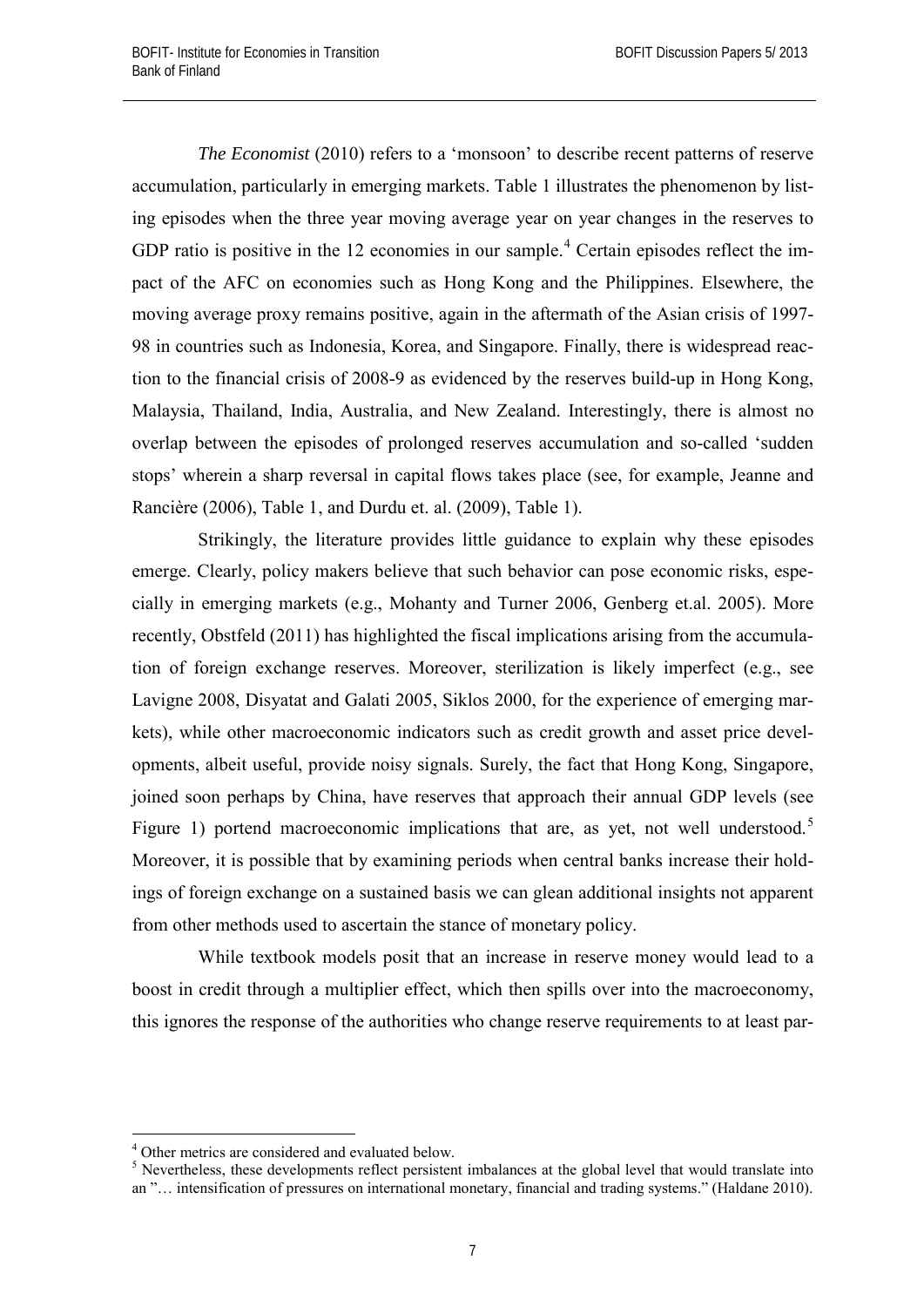*The Economist* (2010) refers to a 'monsoon' to describe recent patterns of reserve accumulation, particularly in emerging markets. Table 1 illustrates the phenomenon by listing episodes when the three year moving average year on year changes in the reserves to GDP ratio is positive in the 12 economies in our sample.[4] Certain episodes reflect the impact of the AFC on economies such as Hong Kong and the Philippines. Elsewhere, the moving average proxy remains positive, again in the aftermath of the Asian crisis of 1997-98 in countries such as Indonesia, Korea, and Singapore. Finally, there is widespread reaction to the financial crisis of 2008-9 as evidenced by the reserves build-up in Hong Kong, Malaysia, Thailand, India, Australia, and New Zealand. Interestingly, there is almost no overlap between the episodes of prolonged reserves accumulation and so-called 'sudden stops' wherein a sharp reversal in capital flows takes place (see, for example, Jeanne and Rancière (2006), Table 1, and Durdu et. al. (2009), Table 1).

Strikingly, the literature provides little guidance to explain why these episodes emerge. Clearly, policy makers believe that such behavior can pose economic risks, especially in emerging markets (e.g., Mohanty and Turner 2006, Genberg et.al. 2005). More recently, Obstfeld (2011) has highlighted the fiscal implications arising from the accumulation of foreign exchange reserves. Moreover, sterilization is likely imperfect (e.g., see Lavigne 2008, Disyatat and Galati 2005, Siklos 2000, for the experience of emerging markets), while other macroeconomic indicators such as credit growth and asset price developments, albeit useful, provide noisy signals. Surely, the fact that Hong Kong, Singapore, joined soon perhaps by China, have reserves that approach their annual GDP levels (see Figure 1) portend macroeconomic implications that are, as yet, not well understood.[5] Moreover, it is possible that by examining periods when central banks increase their holdings of foreign exchange on a sustained basis we can glean additional insights not apparent from other methods used to ascertain the stance of monetary policy.

While textbook models posit that an increase in reserve money would lead to a boost in credit through a multiplier effect, which then spills over into the macroeconomy, this ignores the response of the authorities who change reserve requirements to at least par-

[4] Other metrics are considered and evaluated below.

[5] Nevertheless, these developments reflect persistent imbalances at the global level that would translate into an "… intensification of pressures on international monetary, financial and trading systems." (Haldane 2010).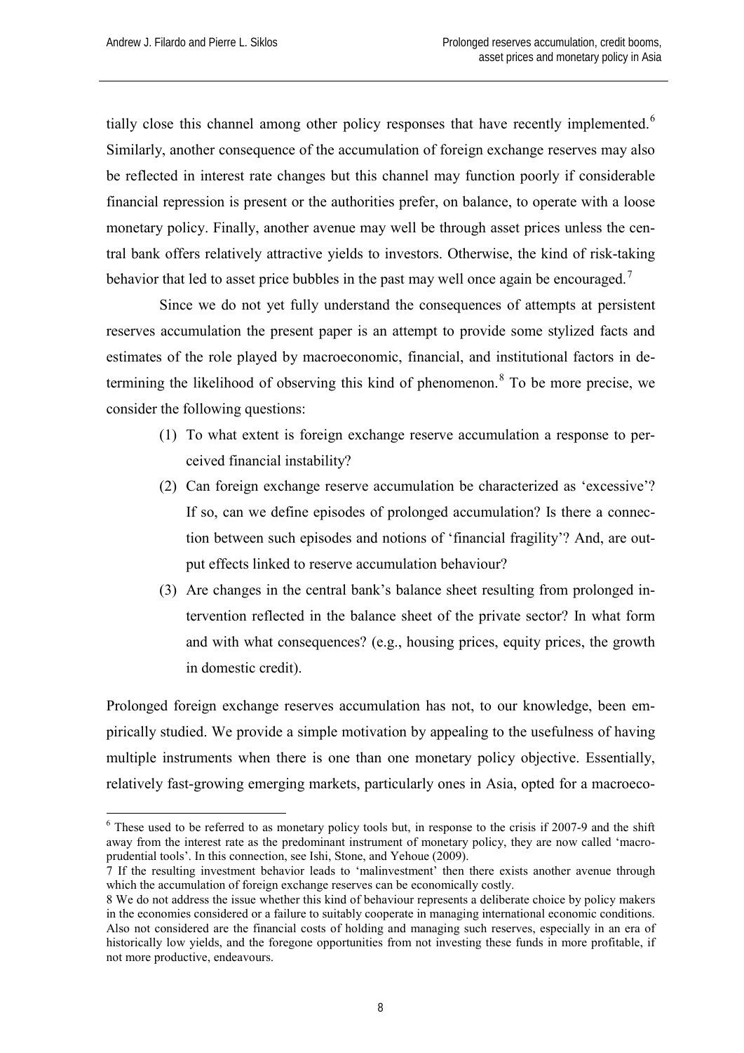tially close this channel among other policy responses that have recently implemented.[6] Similarly, another consequence of the accumulation of foreign exchange reserves may also be reflected in interest rate changes but this channel may function poorly if considerable financial repression is present or the authorities prefer, on balance, to operate with a loose monetary policy. Finally, another avenue may well be through asset prices unless the central bank offers relatively attractive yields to investors. Otherwise, the kind of risk-taking behavior that led to asset price bubbles in the past may well once again be encouraged.[7]

Since we do not yet fully understand the consequences of attempts at persistent reserves accumulation the present paper is an attempt to provide some stylized facts and estimates of the role played by macroeconomic, financial, and institutional factors in determining the likelihood of observing this kind of phenomenon.[8] To be more precise, we consider the following questions:

(1) To what extent is foreign exchange reserve accumulation a response to perceived financial instability?

(2) Can foreign exchange reserve accumulation be characterized as 'excessive'? If so, can we define episodes of prolonged accumulation? Is there a connection between such episodes and notions of 'financial fragility'? And, are output effects linked to reserve accumulation behaviour?

(3) Are changes in the central bank's balance sheet resulting from prolonged intervention reflected in the balance sheet of the private sector? In what form and with what consequences? (e.g., housing prices, equity prices, the growth in domestic credit).

Prolonged foreign exchange reserves accumulation has not, to our knowledge, been empirically studied. We provide a simple motivation by appealing to the usefulness of having multiple instruments when there is one than one monetary policy objective. Essentially, relatively fast-growing emerging markets, particularly ones in Asia, opted for a macroeco-

---

[6] These used to be referred to as monetary policy tools but, in response to the crisis if 2007-9 and the shift away from the interest rate as the predominant instrument of monetary policy, they are now called 'macroprudential tools'. In this connection, see Ishi, Stone, and Yehoue (2009).

[7] If the resulting investment behavior leads to 'malinvestment' then there exists another avenue through which the accumulation of foreign exchange reserves can be economically costly.

[8] We do not address the issue whether this kind of behaviour represents a deliberate choice by policy makers in the economies considered or a failure to suitably cooperate in managing international economic conditions. Also not considered are the financial costs of holding and managing such reserves, especially in an era of historically low yields, and the foregone opportunities from not investing these funds in more profitable, if not more productive, endeavours.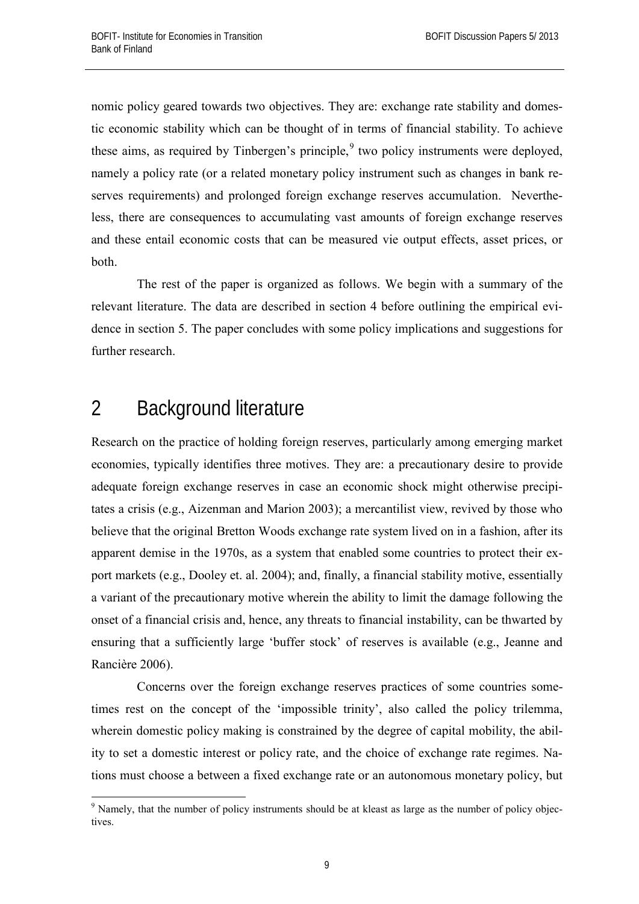nomic policy geared towards two objectives. They are: exchange rate stability and domestic economic stability which can be thought of in terms of financial stability. To achieve these aims, as required by Tinbergen's principle,[9] two policy instruments were deployed, namely a policy rate (or a related monetary policy instrument such as changes in bank reserves requirements) and prolonged foreign exchange reserves accumulation. Nevertheless, there are consequences to accumulating vast amounts of foreign exchange reserves and these entail economic costs that can be measured vie output effects, asset prices, or both.

The rest of the paper is organized as follows. We begin with a summary of the relevant literature. The data are described in section 4 before outlining the empirical evidence in section 5. The paper concludes with some policy implications and suggestions for further research.

# 2 Background literature

Research on the practice of holding foreign reserves, particularly among emerging market economies, typically identifies three motives. They are: a precautionary desire to provide adequate foreign exchange reserves in case an economic shock might otherwise precipitates a crisis (e.g., Aizenman and Marion 2003); a mercantilist view, revived by those who believe that the original Bretton Woods exchange rate system lived on in a fashion, after its apparent demise in the 1970s, as a system that enabled some countries to protect their export markets (e.g., Dooley et. al. 2004); and, finally, a financial stability motive, essentially a variant of the precautionary motive wherein the ability to limit the damage following the onset of a financial crisis and, hence, any threats to financial instability, can be thwarted by ensuring that a sufficiently large 'buffer stock' of reserves is available (e.g., Jeanne and Rancière 2006).

Concerns over the foreign exchange reserves practices of some countries sometimes rest on the concept of the 'impossible trinity', also called the policy trilemma, wherein domestic policy making is constrained by the degree of capital mobility, the ability to set a domestic interest or policy rate, and the choice of exchange rate regimes. Nations must choose a between a fixed exchange rate or an autonomous monetary policy, but

[9] Namely, that the number of policy instruments should be at kleast as large as the number of policy objectives.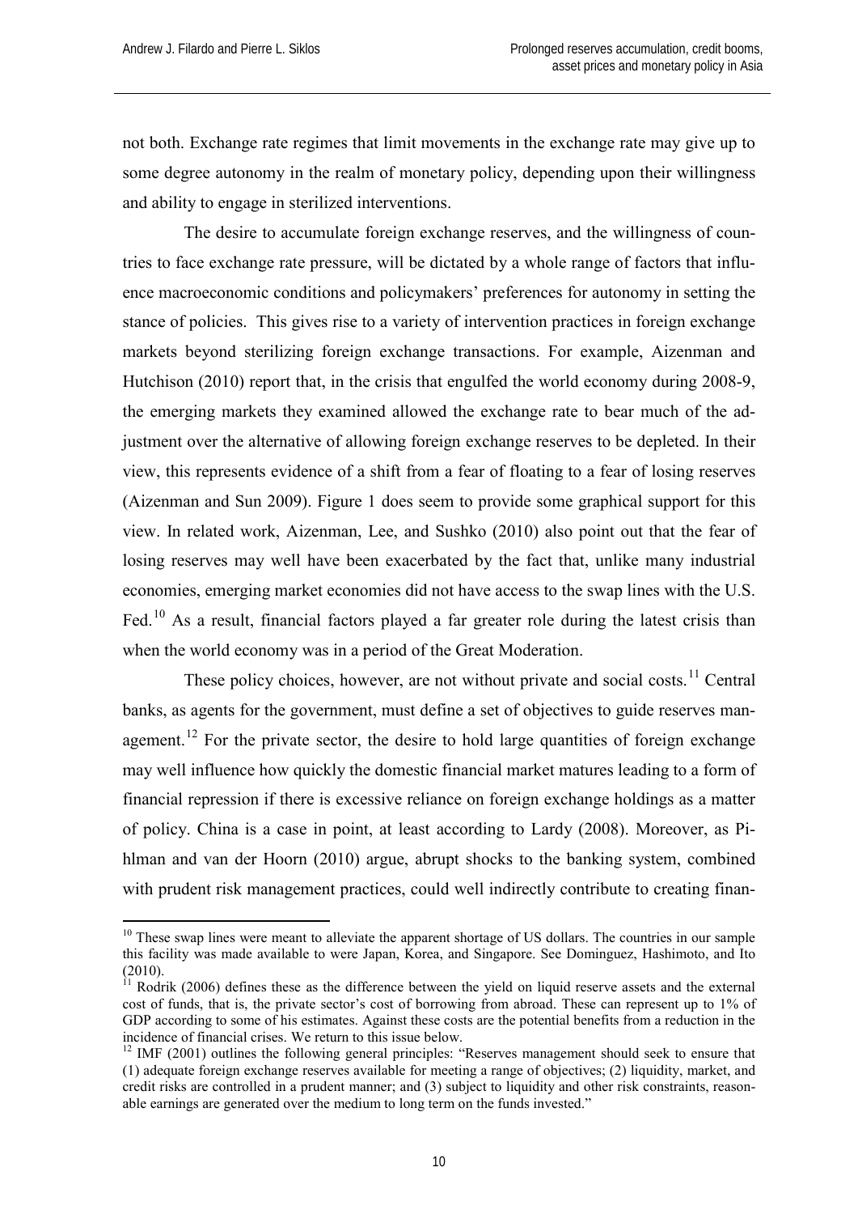not both. Exchange rate regimes that limit movements in the exchange rate may give up to some degree autonomy in the realm of monetary policy, depending upon their willingness and ability to engage in sterilized interventions.

The desire to accumulate foreign exchange reserves, and the willingness of countries to face exchange rate pressure, will be dictated by a whole range of factors that influence macroeconomic conditions and policymakers' preferences for autonomy in setting the stance of policies. This gives rise to a variety of intervention practices in foreign exchange markets beyond sterilizing foreign exchange transactions. For example, Aizenman and Hutchison (2010) report that, in the crisis that engulfed the world economy during 2008-9, the emerging markets they examined allowed the exchange rate to bear much of the adjustment over the alternative of allowing foreign exchange reserves to be depleted. In their view, this represents evidence of a shift from a fear of floating to a fear of losing reserves (Aizenman and Sun 2009). Figure 1 does seem to provide some graphical support for this view. In related work, Aizenman, Lee, and Sushko (2010) also point out that the fear of losing reserves may well have been exacerbated by the fact that, unlike many industrial economies, emerging market economies did not have access to the swap lines with the U.S. Fed.[10] As a result, financial factors played a far greater role during the latest crisis than when the world economy was in a period of the Great Moderation.

These policy choices, however, are not without private and social costs.[11] Central banks, as agents for the government, must define a set of objectives to guide reserves management.[12] For the private sector, the desire to hold large quantities of foreign exchange may well influence how quickly the domestic financial market matures leading to a form of financial repression if there is excessive reliance on foreign exchange holdings as a matter of policy. China is a case in point, at least according to Lardy (2008). Moreover, as Pihlman and van der Hoorn (2010) argue, abrupt shocks to the banking system, combined with prudent risk management practices, could well indirectly contribute to creating finan-

[10] These swap lines were meant to alleviate the apparent shortage of US dollars. The countries in our sample this facility was made available to were Japan, Korea, and Singapore. See Dominguez, Hashimoto, and Ito (2010).

[11] Rodrik (2006) defines these as the difference between the yield on liquid reserve assets and the external cost of funds, that is, the private sector's cost of borrowing from abroad. These can represent up to 1% of GDP according to some of his estimates. Against these costs are the potential benefits from a reduction in the incidence of financial crises. We return to this issue below.

[12] IMF (2001) outlines the following general principles: "Reserves management should seek to ensure that (1) adequate foreign exchange reserves available for meeting a range of objectives; (2) liquidity, market, and credit risks are controlled in a prudent manner; and (3) subject to liquidity and other risk constraints, reasonable earnings are generated over the medium to long term on the funds invested."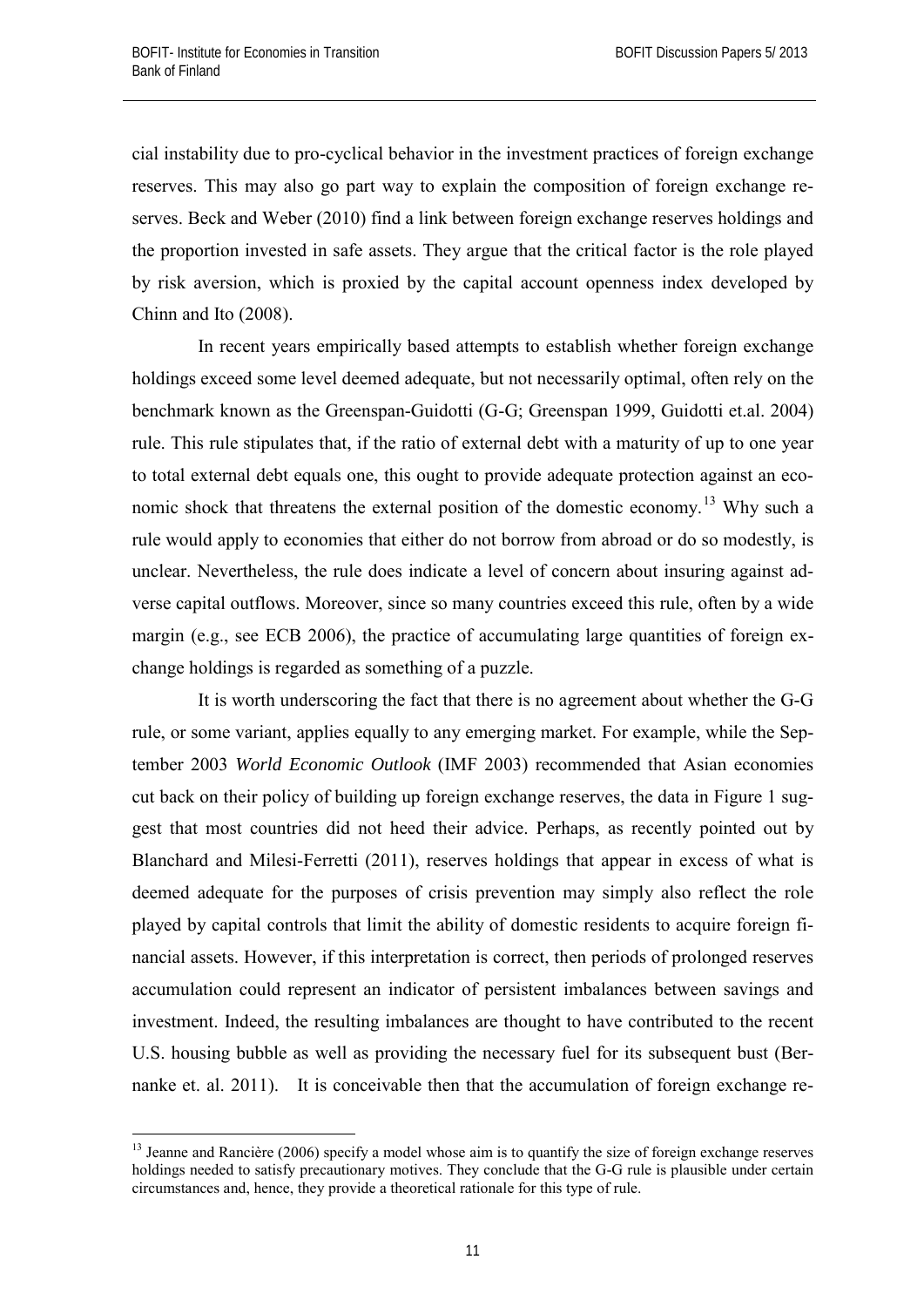cial instability due to pro-cyclical behavior in the investment practices of foreign exchange reserves. This may also go part way to explain the composition of foreign exchange reserves. Beck and Weber (2010) find a link between foreign exchange reserves holdings and the proportion invested in safe assets. They argue that the critical factor is the role played by risk aversion, which is proxied by the capital account openness index developed by Chinn and Ito (2008).

In recent years empirically based attempts to establish whether foreign exchange holdings exceed some level deemed adequate, but not necessarily optimal, often rely on the benchmark known as the Greenspan-Guidotti (G-G; Greenspan 1999, Guidotti et.al. 2004) rule. This rule stipulates that, if the ratio of external debt with a maturity of up to one year to total external debt equals one, this ought to provide adequate protection against an economic shock that threatens the external position of the domestic economy.[13] Why such a rule would apply to economies that either do not borrow from abroad or do so modestly, is unclear. Nevertheless, the rule does indicate a level of concern about insuring against adverse capital outflows. Moreover, since so many countries exceed this rule, often by a wide margin (e.g., see ECB 2006), the practice of accumulating large quantities of foreign exchange holdings is regarded as something of a puzzle.

It is worth underscoring the fact that there is no agreement about whether the G-G rule, or some variant, applies equally to any emerging market. For example, while the September 2003 *World Economic Outlook* (IMF 2003) recommended that Asian economies cut back on their policy of building up foreign exchange reserves, the data in Figure 1 suggest that most countries did not heed their advice. Perhaps, as recently pointed out by Blanchard and Milesi-Ferretti (2011), reserves holdings that appear in excess of what is deemed adequate for the purposes of crisis prevention may simply also reflect the role played by capital controls that limit the ability of domestic residents to acquire foreign financial assets. However, if this interpretation is correct, then periods of prolonged reserves accumulation could represent an indicator of persistent imbalances between savings and investment. Indeed, the resulting imbalances are thought to have contributed to the recent U.S. housing bubble as well as providing the necessary fuel for its subsequent bust (Bernanke et. al. 2011). It is conceivable then that the accumulation of foreign exchange re-

[13] Jeanne and Rancière (2006) specify a model whose aim is to quantify the size of foreign exchange reserves holdings needed to satisfy precautionary motives. They conclude that the G-G rule is plausible under certain circumstances and, hence, they provide a theoretical rationale for this type of rule.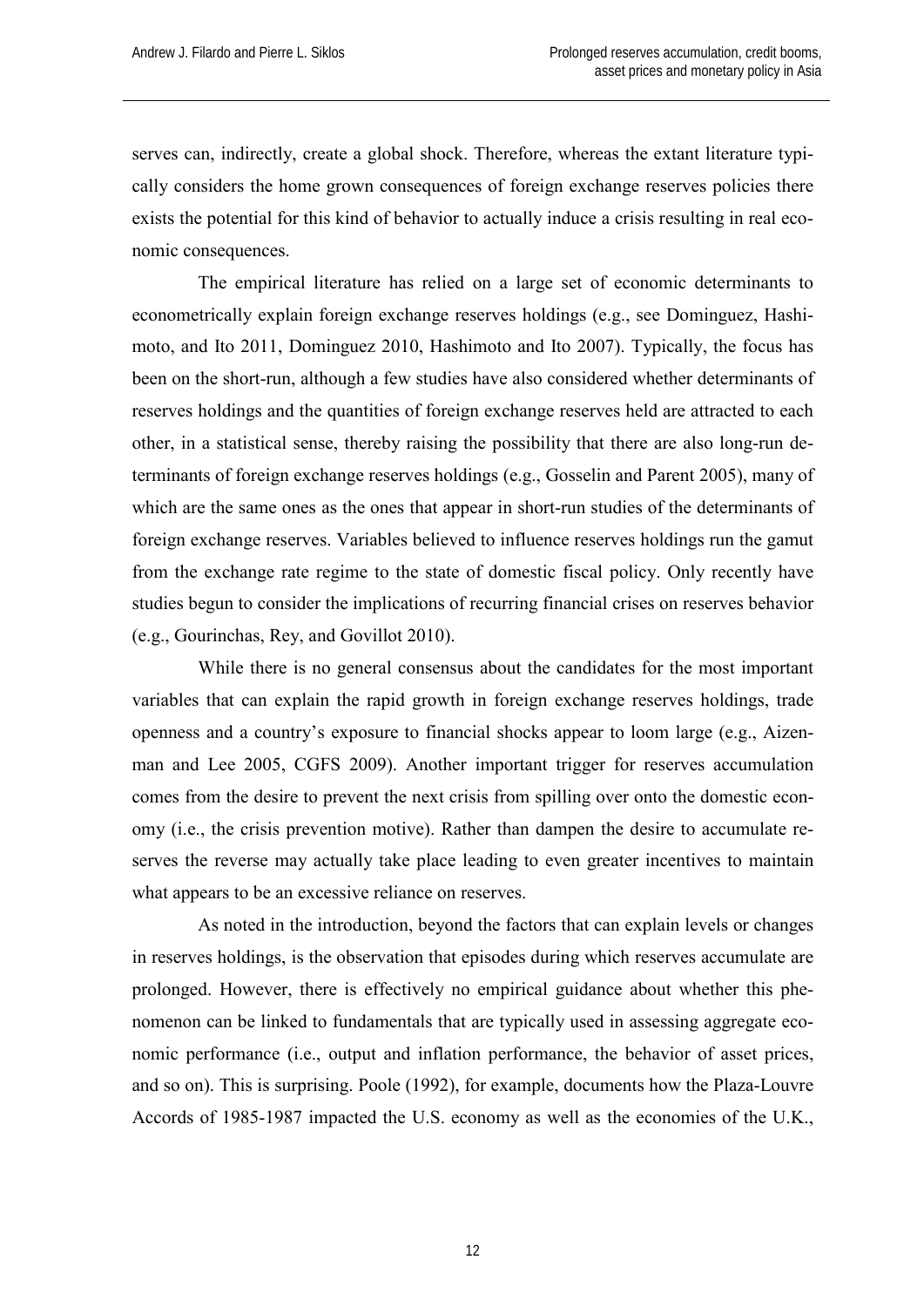serves can, indirectly, create a global shock. Therefore, whereas the extant literature typically considers the home grown consequences of foreign exchange reserves policies there exists the potential for this kind of behavior to actually induce a crisis resulting in real economic consequences.

The empirical literature has relied on a large set of economic determinants to econometrically explain foreign exchange reserves holdings (e.g., see Dominguez, Hashimoto, and Ito 2011, Dominguez 2010, Hashimoto and Ito 2007). Typically, the focus has been on the short-run, although a few studies have also considered whether determinants of reserves holdings and the quantities of foreign exchange reserves held are attracted to each other, in a statistical sense, thereby raising the possibility that there are also long-run determinants of foreign exchange reserves holdings (e.g., Gosselin and Parent 2005), many of which are the same ones as the ones that appear in short-run studies of the determinants of foreign exchange reserves. Variables believed to influence reserves holdings run the gamut from the exchange rate regime to the state of domestic fiscal policy. Only recently have studies begun to consider the implications of recurring financial crises on reserves behavior (e.g., Gourinchas, Rey, and Govillot 2010).

While there is no general consensus about the candidates for the most important variables that can explain the rapid growth in foreign exchange reserves holdings, trade openness and a country's exposure to financial shocks appear to loom large (e.g., Aizenman and Lee 2005, CGFS 2009). Another important trigger for reserves accumulation comes from the desire to prevent the next crisis from spilling over onto the domestic economy (i.e., the crisis prevention motive). Rather than dampen the desire to accumulate reserves the reverse may actually take place leading to even greater incentives to maintain what appears to be an excessive reliance on reserves.

As noted in the introduction, beyond the factors that can explain levels or changes in reserves holdings, is the observation that episodes during which reserves accumulate are prolonged. However, there is effectively no empirical guidance about whether this phenomenon can be linked to fundamentals that are typically used in assessing aggregate economic performance (i.e., output and inflation performance, the behavior of asset prices, and so on). This is surprising. Poole (1992), for example, documents how the Plaza-Louvre Accords of 1985-1987 impacted the U.S. economy as well as the economies of the U.K.,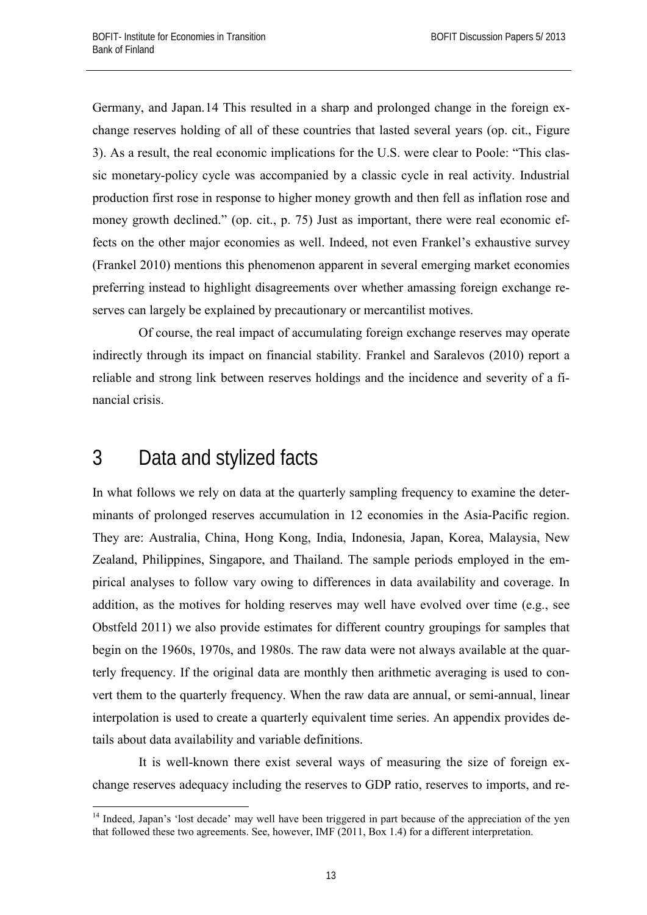Germany, and Japan.[14] This resulted in a sharp and prolonged change in the foreign exchange reserves holding of all of these countries that lasted several years (op. cit., Figure 3). As a result, the real economic implications for the U.S. were clear to Poole: "This classic monetary-policy cycle was accompanied by a classic cycle in real activity. Industrial production first rose in response to higher money growth and then fell as inflation rose and money growth declined." (op. cit., p. 75) Just as important, there were real economic effects on the other major economies as well. Indeed, not even Frankel's exhaustive survey (Frankel 2010) mentions this phenomenon apparent in several emerging market economies preferring instead to highlight disagreements over whether amassing foreign exchange reserves can largely be explained by precautionary or mercantilist motives.

Of course, the real impact of accumulating foreign exchange reserves may operate indirectly through its impact on financial stability. Frankel and Saralevos (2010) report a reliable and strong link between reserves holdings and the incidence and severity of a financial crisis.

# 3 Data and stylized facts

In what follows we rely on data at the quarterly sampling frequency to examine the determinants of prolonged reserves accumulation in 12 economies in the Asia-Pacific region. They are: Australia, China, Hong Kong, India, Indonesia, Japan, Korea, Malaysia, New Zealand, Philippines, Singapore, and Thailand. The sample periods employed in the empirical analyses to follow vary owing to differences in data availability and coverage. In addition, as the motives for holding reserves may well have evolved over time (e.g., see Obstfeld 2011) we also provide estimates for different country groupings for samples that begin on the 1960s, 1970s, and 1980s. The raw data were not always available at the quarterly frequency. If the original data are monthly then arithmetic averaging is used to convert them to the quarterly frequency. When the raw data are annual, or semi-annual, linear interpolation is used to create a quarterly equivalent time series. An appendix provides details about data availability and variable definitions.

It is well-known there exist several ways of measuring the size of foreign exchange reserves adequacy including the reserves to GDP ratio, reserves to imports, and re-

[14] Indeed, Japan's 'lost decade' may well have been triggered in part because of the appreciation of the yen that followed these two agreements. See, however, IMF (2011, Box 1.4) for a different interpretation.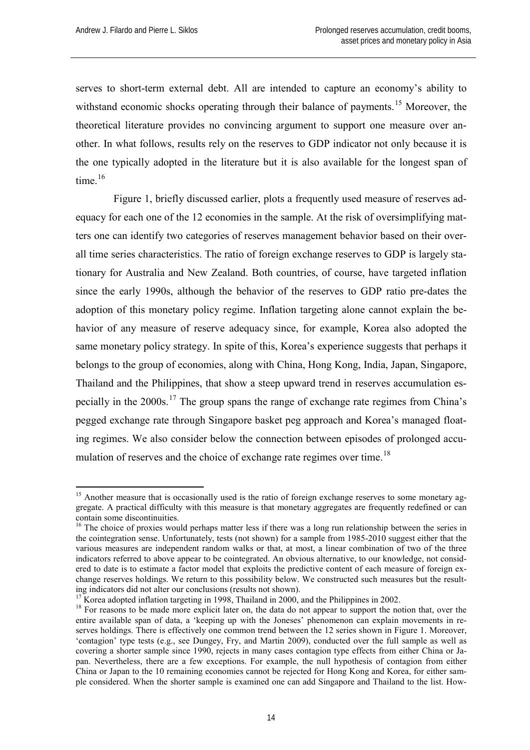serves to short-term external debt. All are intended to capture an economy's ability to withstand economic shocks operating through their balance of payments.[15] Moreover, the theoretical literature provides no convincing argument to support one measure over another. In what follows, results rely on the reserves to GDP indicator not only because it is the one typically adopted in the literature but it is also available for the longest span of time.[16]

Figure 1, briefly discussed earlier, plots a frequently used measure of reserves adequacy for each one of the 12 economies in the sample. At the risk of oversimplifying matters one can identify two categories of reserves management behavior based on their overall time series characteristics. The ratio of foreign exchange reserves to GDP is largely stationary for Australia and New Zealand. Both countries, of course, have targeted inflation since the early 1990s, although the behavior of the reserves to GDP ratio pre-dates the adoption of this monetary policy regime. Inflation targeting alone cannot explain the behavior of any measure of reserve adequacy since, for example, Korea also adopted the same monetary policy strategy. In spite of this, Korea's experience suggests that perhaps it belongs to the group of economies, along with China, Hong Kong, India, Japan, Singapore, Thailand and the Philippines, that show a steep upward trend in reserves accumulation especially in the 2000s.[17] The group spans the range of exchange rate regimes from China's pegged exchange rate through Singapore basket peg approach and Korea's managed floating regimes. We also consider below the connection between episodes of prolonged accumulation of reserves and the choice of exchange rate regimes over time.[18]

---

[15] Another measure that is occasionally used is the ratio of foreign exchange reserves to some monetary aggregate. A practical difficulty with this measure is that monetary aggregates are frequently redefined or can contain some discontinuities.

[16] The choice of proxies would perhaps matter less if there was a long run relationship between the series in the cointegration sense. Unfortunately, tests (not shown) for a sample from 1985-2010 suggest either that the various measures are independent random walks or that, at most, a linear combination of two of the three indicators referred to above appear to be cointegrated. An obvious alternative, to our knowledge, not considered to date is to estimate a factor model that exploits the predictive content of each measure of foreign exchange reserves holdings. We return to this possibility below. We constructed such measures but the resulting indicators did not alter our conclusions (results not shown).

[17] Korea adopted inflation targeting in 1998, Thailand in 2000, and the Philippines in 2002.

[18] For reasons to be made more explicit later on, the data do not appear to support the notion that, over the entire available span of data, a 'keeping up with the Joneses' phenomenon can explain movements in reserves holdings. There is effectively one common trend between the 12 series shown in Figure 1. Moreover, 'contagion' type tests (e.g., see Dungey, Fry, and Martin 2009), conducted over the full sample as well as covering a shorter sample since 1990, rejects in many cases contagion type effects from either China or Japan. Nevertheless, there are a few exceptions. For example, the null hypothesis of contagion from either China or Japan to the 10 remaining economies cannot be rejected for Hong Kong and Korea, for either sample considered. When the shorter sample is examined one can add Singapore and Thailand to the list. How-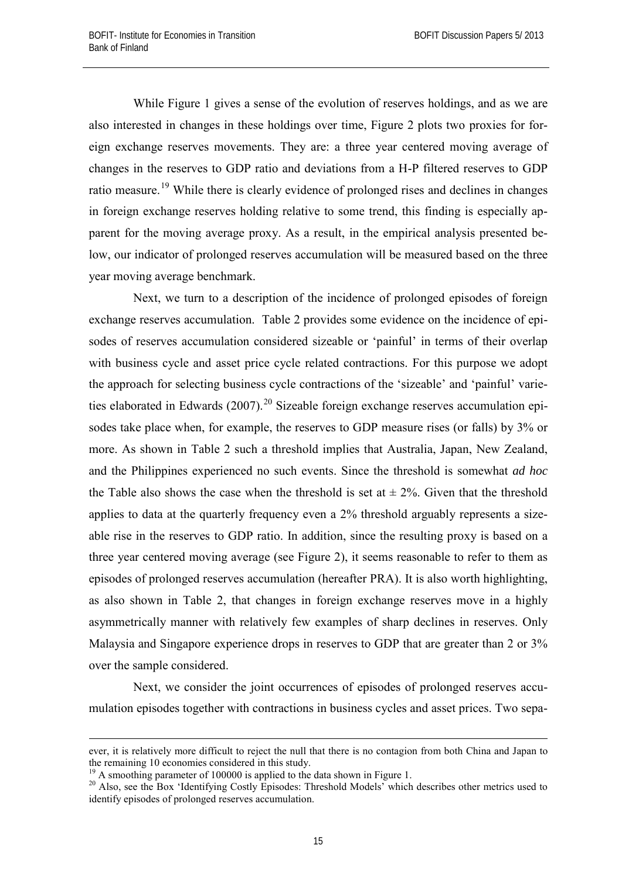While Figure 1 gives a sense of the evolution of reserves holdings, and as we are also interested in changes in these holdings over time, Figure 2 plots two proxies for foreign exchange reserves movements. They are: a three year centered moving average of changes in the reserves to GDP ratio and deviations from a H-P filtered reserves to GDP ratio measure.[19] While there is clearly evidence of prolonged rises and declines in changes in foreign exchange reserves holding relative to some trend, this finding is especially apparent for the moving average proxy. As a result, in the empirical analysis presented below, our indicator of prolonged reserves accumulation will be measured based on the three year moving average benchmark.

Next, we turn to a description of the incidence of prolonged episodes of foreign exchange reserves accumulation. Table 2 provides some evidence on the incidence of episodes of reserves accumulation considered sizeable or 'painful' in terms of their overlap with business cycle and asset price cycle related contractions. For this purpose we adopt the approach for selecting business cycle contractions of the 'sizeable' and 'painful' varieties elaborated in Edwards (2007).[20] Sizeable foreign exchange reserves accumulation episodes take place when, for example, the reserves to GDP measure rises (or falls) by 3% or more. As shown in Table 2 such a threshold implies that Australia, Japan, New Zealand, and the Philippines experienced no such events. Since the threshold is somewhat *ad hoc* the Table also shows the case when the threshold is set at $\pm$ 2%. Given that the threshold applies to data at the quarterly frequency even a 2% threshold arguably represents a sizeable rise in the reserves to GDP ratio. In addition, since the resulting proxy is based on a three year centered moving average (see Figure 2), it seems reasonable to refer to them as episodes of prolonged reserves accumulation (hereafter PRA). It is also worth highlighting, as also shown in Table 2, that changes in foreign exchange reserves move in a highly asymmetrically manner with relatively few examples of sharp declines in reserves. Only Malaysia and Singapore experience drops in reserves to GDP that are greater than 2 or 3% over the sample considered.

Next, we consider the joint occurrences of episodes of prolonged reserves accumulation episodes together with contractions in business cycles and asset prices. Two sepa-

ever, it is relatively more difficult to reject the null that there is no contagion from both China and Japan to the remaining 10 economies considered in this study.

[19] A smoothing parameter of 100000 is applied to the data shown in Figure 1.

[20] Also, see the Box 'Identifying Costly Episodes: Threshold Models' which describes other metrics used to identify episodes of prolonged reserves accumulation.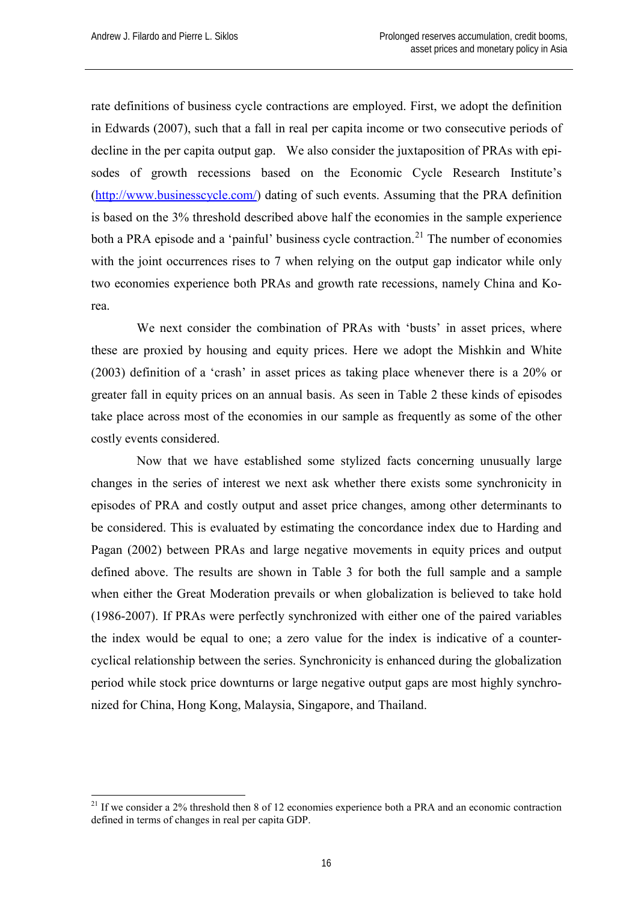rate definitions of business cycle contractions are employed. First, we adopt the definition in Edwards (2007), such that a fall in real per capita income or two consecutive periods of decline in the per capita output gap. We also consider the juxtaposition of PRAs with episodes of growth recessions based on the Economic Cycle Research Institute's (http://www.businesscycle.com/) dating of such events. Assuming that the PRA definition is based on the 3% threshold described above half the economies in the sample experience both a PRA episode and a 'painful' business cycle contraction.[21] The number of economies with the joint occurrences rises to 7 when relying on the output gap indicator while only two economies experience both PRAs and growth rate recessions, namely China and Korea.

We next consider the combination of PRAs with 'busts' in asset prices, where these are proxied by housing and equity prices. Here we adopt the Mishkin and White (2003) definition of a 'crash' in asset prices as taking place whenever there is a 20% or greater fall in equity prices on an annual basis. As seen in Table 2 these kinds of episodes take place across most of the economies in our sample as frequently as some of the other costly events considered.

Now that we have established some stylized facts concerning unusually large changes in the series of interest we next ask whether there exists some synchronicity in episodes of PRA and costly output and asset price changes, among other determinants to be considered. This is evaluated by estimating the concordance index due to Harding and Pagan (2002) between PRAs and large negative movements in equity prices and output defined above. The results are shown in Table 3 for both the full sample and a sample when either the Great Moderation prevails or when globalization is believed to take hold (1986-2007). If PRAs were perfectly synchronized with either one of the paired variables the index would be equal to one; a zero value for the index is indicative of a counter-cyclical relationship between the series. Synchronicity is enhanced during the globalization period while stock price downturns or large negative output gaps are most highly synchronized for China, Hong Kong, Malaysia, Singapore, and Thailand.

[21] If we consider a 2% threshold then 8 of 12 economies experience both a PRA and an economic contraction defined in terms of changes in real per capita GDP.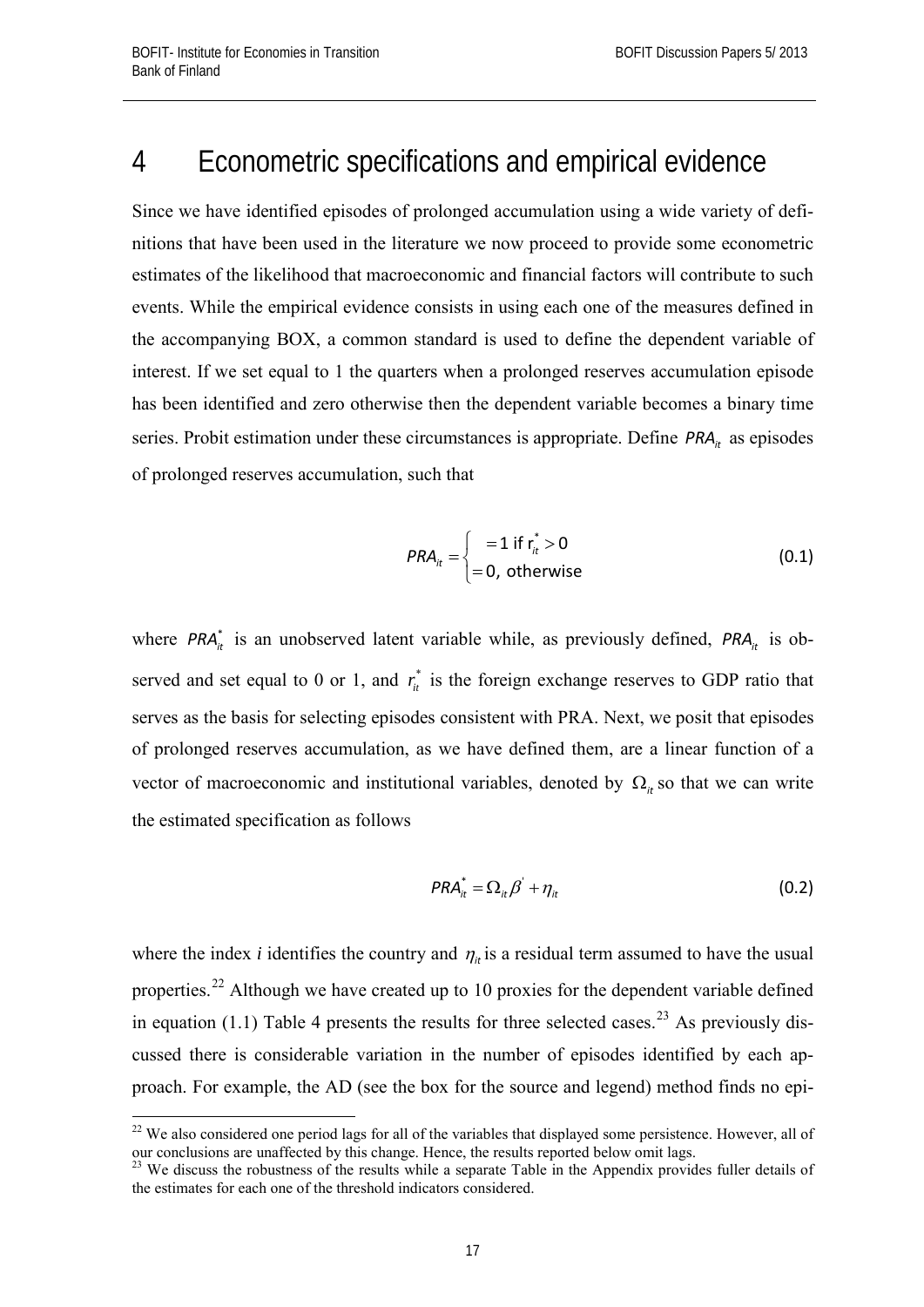# 4 Econometric specifications and empirical evidence

Since we have identified episodes of prolonged accumulation using a wide variety of definitions that have been used in the literature we now proceed to provide some econometric estimates of the likelihood that macroeconomic and financial factors will contribute to such events. While the empirical evidence consists in using each one of the measures defined in the accompanying BOX, a common standard is used to define the dependent variable of interest. If we set equal to 1 the quarters when a prolonged reserves accumulation episode has been identified and zero otherwise then the dependent variable becomes a binary time series. Probit estimation under these circumstances is appropriate. Define $PRA_{it}$ as episodes of prolonged reserves accumulation, such that

$$PRA_{it} = \begin{cases} = 1 \text{ if } r_{it}^{*} > 0 \\ = 0, \text{ otherwise} \end{cases} \tag{0.1}$$

where $PRA_{it}^{*}$ is an unobserved latent variable while, as previously defined, $PRA_{it}$ is observed and set equal to 0 or 1, and $r_{it}^{*}$ is the foreign exchange reserves to GDP ratio that serves as the basis for selecting episodes consistent with PRA. Next, we posit that episodes of prolonged reserves accumulation, as we have defined them, are a linear function of a vector of macroeconomic and institutional variables, denoted by $\Omega_{it}$ so that we can write the estimated specification as follows

$$PRA_{it}^{*} = \Omega_{it}\beta^{'} + \eta_{it} \tag{0.2}$$

where the index *i* identifies the country and $\eta_{it}$ is a residual term assumed to have the usual properties.[22] Although we have created up to 10 proxies for the dependent variable defined in equation (1.1) Table 4 presents the results for three selected cases.[23] As previously discussed there is considerable variation in the number of episodes identified by each approach. For example, the AD (see the box for the source and legend) method finds no epi-

[22] We also considered one period lags for all of the variables that displayed some persistence. However, all of our conclusions are unaffected by this change. Hence, the results reported below omit lags.

[23] We discuss the robustness of the results while a separate Table in the Appendix provides fuller details of the estimates for each one of the threshold indicators considered.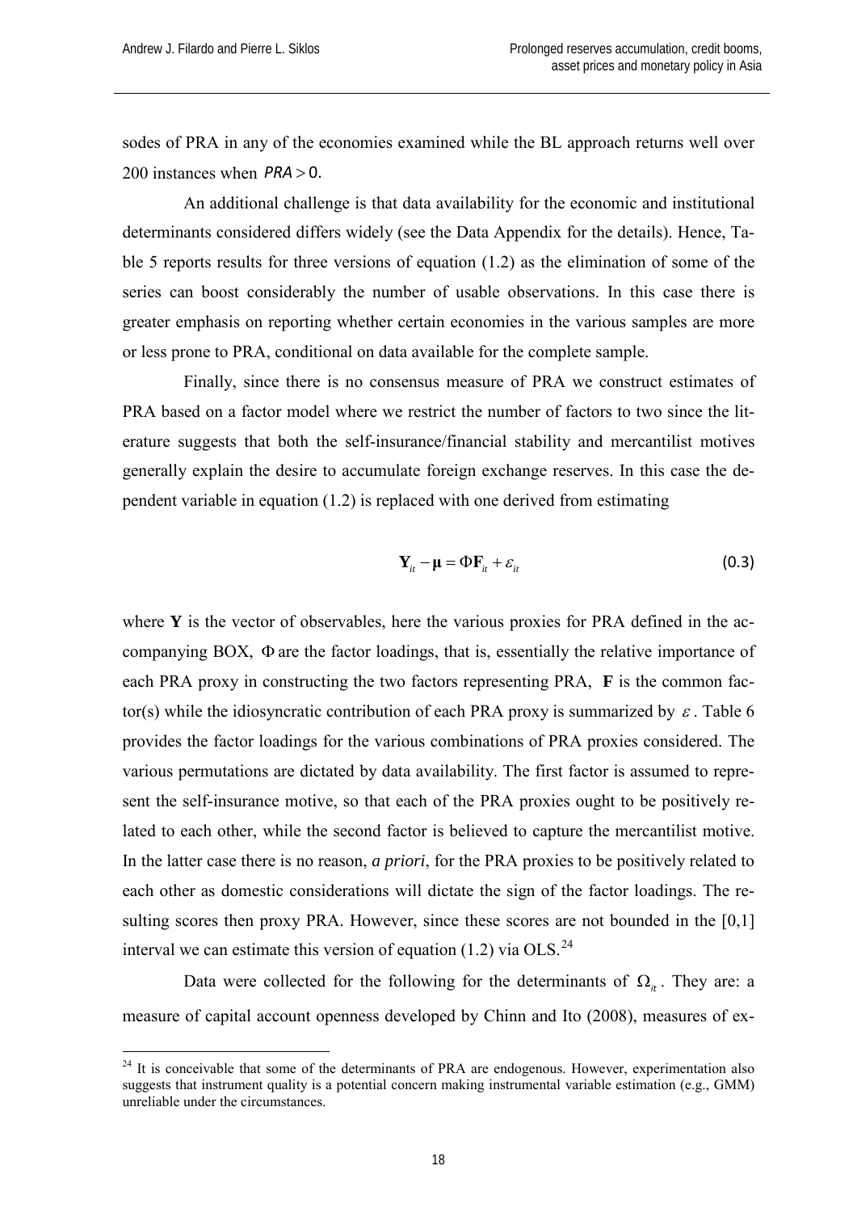sodes of PRA in any of the economies examined while the BL approach returns well over 200 instances when $PRA > 0$.

An additional challenge is that data availability for the economic and institutional determinants considered differs widely (see the Data Appendix for the details). Hence, Table 5 reports results for three versions of equation (1.2) as the elimination of some of the series can boost considerably the number of usable observations. In this case there is greater emphasis on reporting whether certain economies in the various samples are more or less prone to PRA, conditional on data available for the complete sample.

Finally, since there is no consensus measure of PRA we construct estimates of PRA based on a factor model where we restrict the number of factors to two since the literature suggests that both the self-insurance/financial stability and mercantilist motives generally explain the desire to accumulate foreign exchange reserves. In this case the dependent variable in equation (1.2) is replaced with one derived from estimating

$$\mathbf{Y}_{it} - \boldsymbol{\mu} = \Phi \mathbf{F}_{it} + \varepsilon_{it} \tag{0.3}$$

where $\mathbf{Y}$ is the vector of observables, here the various proxies for PRA defined in the accompanying BOX, $\Phi$ are the factor loadings, that is, essentially the relative importance of each PRA proxy in constructing the two factors representing PRA, $\mathbf{F}$ is the common factor(s) while the idiosyncratic contribution of each PRA proxy is summarized by $\varepsilon$. Table 6 provides the factor loadings for the various combinations of PRA proxies considered. The various permutations are dictated by data availability. The first factor is assumed to represent the self-insurance motive, so that each of the PRA proxies ought to be positively related to each other, while the second factor is believed to capture the mercantilist motive. In the latter case there is no reason, *a priori*, for the PRA proxies to be positively related to each other as domestic considerations will dictate the sign of the factor loadings. The resulting scores then proxy PRA. However, since these scores are not bounded in the [0,1] interval we can estimate this version of equation (1.2) via OLS.[24]

Data were collected for the following for the determinants of $\Omega_{it}$. They are: a measure of capital account openness developed by Chinn and Ito (2008), measures of ex-

[24] It is conceivable that some of the determinants of PRA are endogenous. However, experimentation also suggests that instrument quality is a potential concern making instrumental variable estimation (e.g., GMM) unreliable under the circumstances.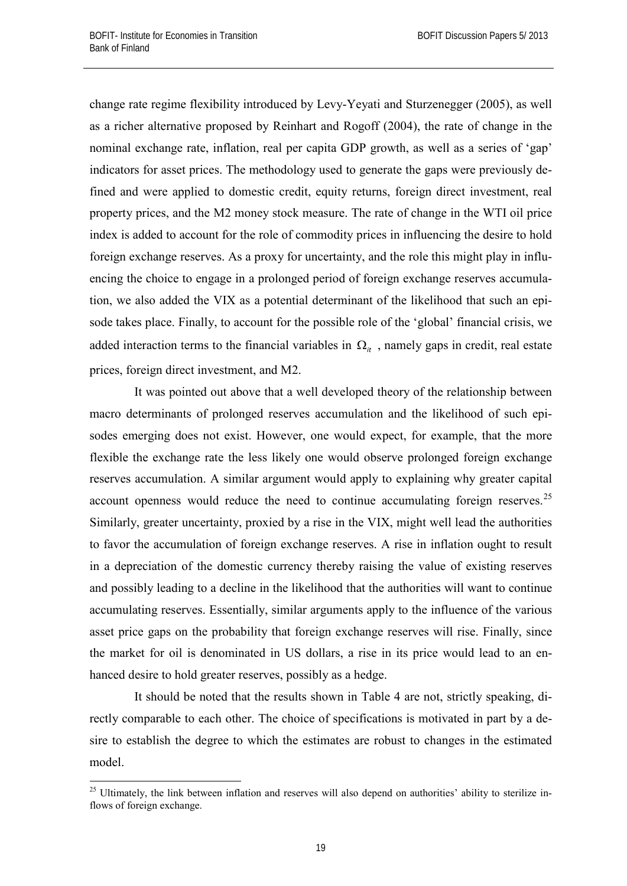change rate regime flexibility introduced by Levy-Yeyati and Sturzenegger (2005), as well as a richer alternative proposed by Reinhart and Rogoff (2004), the rate of change in the nominal exchange rate, inflation, real per capita GDP growth, as well as a series of 'gap' indicators for asset prices. The methodology used to generate the gaps were previously defined and were applied to domestic credit, equity returns, foreign direct investment, real property prices, and the M2 money stock measure. The rate of change in the WTI oil price index is added to account for the role of commodity prices in influencing the desire to hold foreign exchange reserves. As a proxy for uncertainty, and the role this might play in influencing the choice to engage in a prolonged period of foreign exchange reserves accumulation, we also added the VIX as a potential determinant of the likelihood that such an episode takes place. Finally, to account for the possible role of the 'global' financial crisis, we added interaction terms to the financial variables in $\Omega_{it}$ , namely gaps in credit, real estate prices, foreign direct investment, and M2.

It was pointed out above that a well developed theory of the relationship between macro determinants of prolonged reserves accumulation and the likelihood of such episodes emerging does not exist. However, one would expect, for example, that the more flexible the exchange rate the less likely one would observe prolonged foreign exchange reserves accumulation. A similar argument would apply to explaining why greater capital account openness would reduce the need to continue accumulating foreign reserves.[25] Similarly, greater uncertainty, proxied by a rise in the VIX, might well lead the authorities to favor the accumulation of foreign exchange reserves. A rise in inflation ought to result in a depreciation of the domestic currency thereby raising the value of existing reserves and possibly leading to a decline in the likelihood that the authorities will want to continue accumulating reserves. Essentially, similar arguments apply to the influence of the various asset price gaps on the probability that foreign exchange reserves will rise. Finally, since the market for oil is denominated in US dollars, a rise in its price would lead to an enhanced desire to hold greater reserves, possibly as a hedge.

It should be noted that the results shown in Table 4 are not, strictly speaking, directly comparable to each other. The choice of specifications is motivated in part by a desire to establish the degree to which the estimates are robust to changes in the estimated model.

[25] Ultimately, the link between inflation and reserves will also depend on authorities' ability to sterilize inflows of foreign exchange.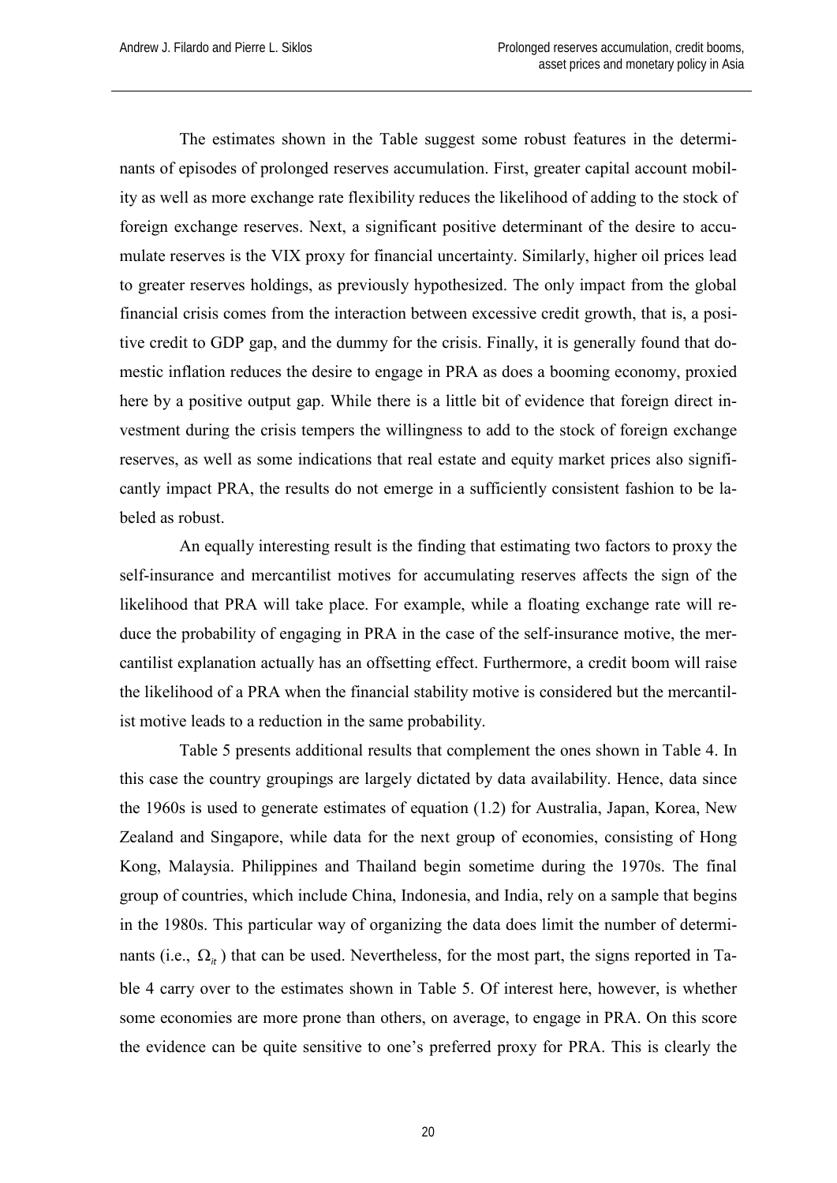The estimates shown in the Table suggest some robust features in the determinants of episodes of prolonged reserves accumulation. First, greater capital account mobility as well as more exchange rate flexibility reduces the likelihood of adding to the stock of foreign exchange reserves. Next, a significant positive determinant of the desire to accumulate reserves is the VIX proxy for financial uncertainty. Similarly, higher oil prices lead to greater reserves holdings, as previously hypothesized. The only impact from the global financial crisis comes from the interaction between excessive credit growth, that is, a positive credit to GDP gap, and the dummy for the crisis. Finally, it is generally found that domestic inflation reduces the desire to engage in PRA as does a booming economy, proxied here by a positive output gap. While there is a little bit of evidence that foreign direct investment during the crisis tempers the willingness to add to the stock of foreign exchange reserves, as well as some indications that real estate and equity market prices also significantly impact PRA, the results do not emerge in a sufficiently consistent fashion to be labeled as robust.

An equally interesting result is the finding that estimating two factors to proxy the self-insurance and mercantilist motives for accumulating reserves affects the sign of the likelihood that PRA will take place. For example, while a floating exchange rate will reduce the probability of engaging in PRA in the case of the self-insurance motive, the mercantilist explanation actually has an offsetting effect. Furthermore, a credit boom will raise the likelihood of a PRA when the financial stability motive is considered but the mercantilist motive leads to a reduction in the same probability.

Table 5 presents additional results that complement the ones shown in Table 4. In this case the country groupings are largely dictated by data availability. Hence, data since the 1960s is used to generate estimates of equation (1.2) for Australia, Japan, Korea, New Zealand and Singapore, while data for the next group of economies, consisting of Hong Kong, Malaysia. Philippines and Thailand begin sometime during the 1970s. The final group of countries, which include China, Indonesia, and India, rely on a sample that begins in the 1980s. This particular way of organizing the data does limit the number of determinants (i.e., $\Omega_{it}$) that can be used. Nevertheless, for the most part, the signs reported in Table 4 carry over to the estimates shown in Table 5. Of interest here, however, is whether some economies are more prone than others, on average, to engage in PRA. On this score the evidence can be quite sensitive to one's preferred proxy for PRA. This is clearly the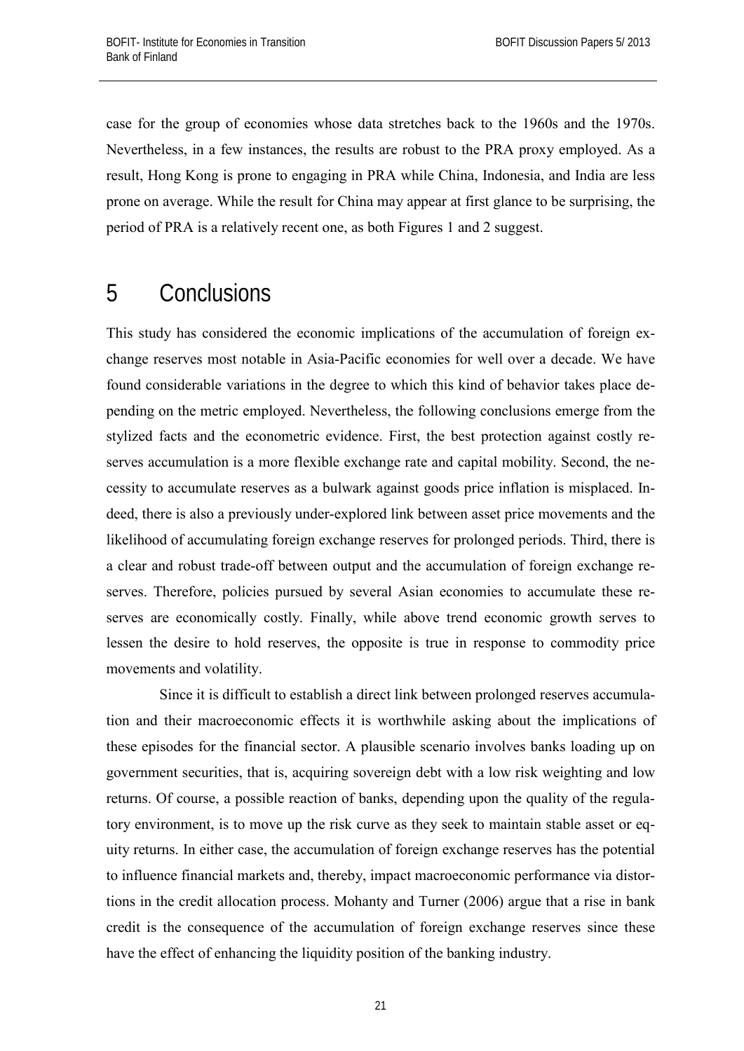case for the group of economies whose data stretches back to the 1960s and the 1970s. Nevertheless, in a few instances, the results are robust to the PRA proxy employed. As a result, Hong Kong is prone to engaging in PRA while China, Indonesia, and India are less prone on average. While the result for China may appear at first glance to be surprising, the period of PRA is a relatively recent one, as both Figures 1 and 2 suggest.

# 5 Conclusions

This study has considered the economic implications of the accumulation of foreign exchange reserves most notable in Asia-Pacific economies for well over a decade. We have found considerable variations in the degree to which this kind of behavior takes place depending on the metric employed. Nevertheless, the following conclusions emerge from the stylized facts and the econometric evidence. First, the best protection against costly reserves accumulation is a more flexible exchange rate and capital mobility. Second, the necessity to accumulate reserves as a bulwark against goods price inflation is misplaced. Indeed, there is also a previously under-explored link between asset price movements and the likelihood of accumulating foreign exchange reserves for prolonged periods. Third, there is a clear and robust trade-off between output and the accumulation of foreign exchange reserves. Therefore, policies pursued by several Asian economies to accumulate these reserves are economically costly. Finally, while above trend economic growth serves to lessen the desire to hold reserves, the opposite is true in response to commodity price movements and volatility.

Since it is difficult to establish a direct link between prolonged reserves accumulation and their macroeconomic effects it is worthwhile asking about the implications of these episodes for the financial sector. A plausible scenario involves banks loading up on government securities, that is, acquiring sovereign debt with a low risk weighting and low returns. Of course, a possible reaction of banks, depending upon the quality of the regulatory environment, is to move up the risk curve as they seek to maintain stable asset or equity returns. In either case, the accumulation of foreign exchange reserves has the potential to influence financial markets and, thereby, impact macroeconomic performance via distortions in the credit allocation process. Mohanty and Turner (2006) argue that a rise in bank credit is the consequence of the accumulation of foreign exchange reserves since these have the effect of enhancing the liquidity position of the banking industry.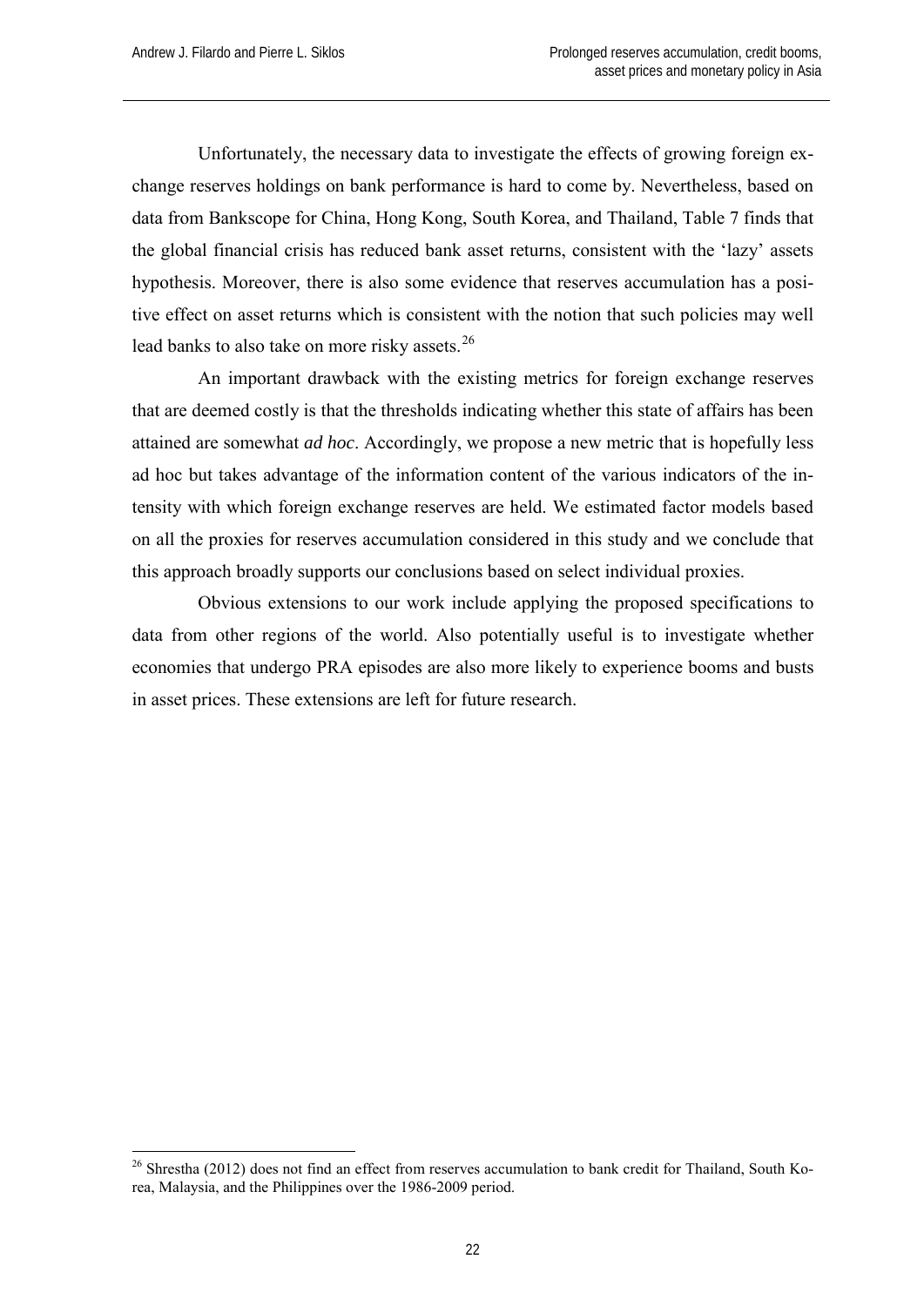Unfortunately, the necessary data to investigate the effects of growing foreign exchange reserves holdings on bank performance is hard to come by. Nevertheless, based on data from Bankscope for China, Hong Kong, South Korea, and Thailand, Table 7 finds that the global financial crisis has reduced bank asset returns, consistent with the 'lazy' assets hypothesis. Moreover, there is also some evidence that reserves accumulation has a positive effect on asset returns which is consistent with the notion that such policies may well lead banks to also take on more risky assets.[26]

An important drawback with the existing metrics for foreign exchange reserves that are deemed costly is that the thresholds indicating whether this state of affairs has been attained are somewhat *ad hoc*. Accordingly, we propose a new metric that is hopefully less ad hoc but takes advantage of the information content of the various indicators of the intensity with which foreign exchange reserves are held. We estimated factor models based on all the proxies for reserves accumulation considered in this study and we conclude that this approach broadly supports our conclusions based on select individual proxies.

Obvious extensions to our work include applying the proposed specifications to data from other regions of the world. Also potentially useful is to investigate whether economies that undergo PRA episodes are also more likely to experience booms and busts in asset prices. These extensions are left for future research.

[26] Shrestha (2012) does not find an effect from reserves accumulation to bank credit for Thailand, South Korea, Malaysia, and the Philippines over the 1986-2009 period.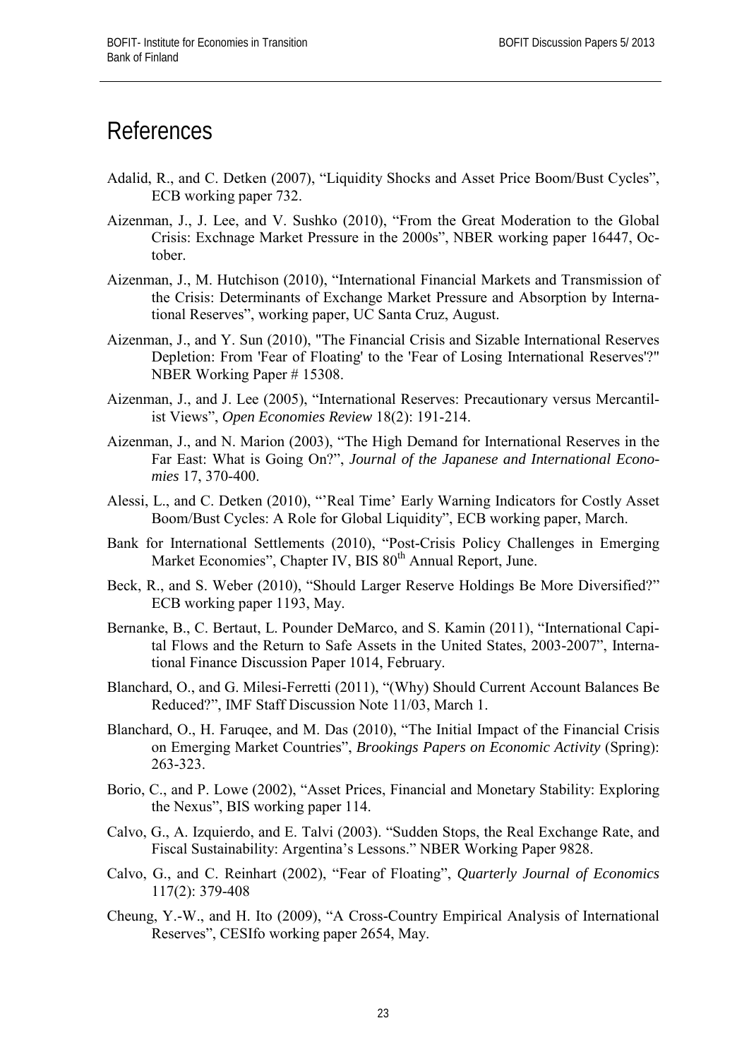# References

Adalid, R., and C. Detken (2007), "Liquidity Shocks and Asset Price Boom/Bust Cycles", ECB working paper 732.

Aizenman, J., J. Lee, and V. Sushko (2010), "From the Great Moderation to the Global Crisis: Exchnage Market Pressure in the 2000s", NBER working paper 16447, October.

Aizenman, J., M. Hutchison (2010), "International Financial Markets and Transmission of the Crisis: Determinants of Exchange Market Pressure and Absorption by International Reserves", working paper, UC Santa Cruz, August.

Aizenman, J., and Y. Sun (2010), "The Financial Crisis and Sizable International Reserves Depletion: From 'Fear of Floating' to the 'Fear of Losing International Reserves'?" NBER Working Paper # 15308.

Aizenman, J., and J. Lee (2005), "International Reserves: Precautionary versus Mercantilist Views", *Open Economies Review* 18(2): 191-214.

Aizenman, J., and N. Marion (2003), "The High Demand for International Reserves in the Far East: What is Going On?", *Journal of the Japanese and International Economies* 17, 370-400.

Alessi, L., and C. Detken (2010), "'Real Time' Early Warning Indicators for Costly Asset Boom/Bust Cycles: A Role for Global Liquidity", ECB working paper, March.

Bank for International Settlements (2010), "Post-Crisis Policy Challenges in Emerging Market Economies", Chapter IV, BIS 80th Annual Report, June.

Beck, R., and S. Weber (2010), "Should Larger Reserve Holdings Be More Diversified?" ECB working paper 1193, May.

Bernanke, B., C. Bertaut, L. Pounder DeMarco, and S. Kamin (2011), "International Capital Flows and the Return to Safe Assets in the United States, 2003-2007", International Finance Discussion Paper 1014, February.

Blanchard, O., and G. Milesi-Ferretti (2011), "(Why) Should Current Account Balances Be Reduced?", IMF Staff Discussion Note 11/03, March 1.

Blanchard, O., H. Faruqee, and M. Das (2010), "The Initial Impact of the Financial Crisis on Emerging Market Countries", *Brookings Papers on Economic Activity* (Spring): 263-323.

Borio, C., and P. Lowe (2002), "Asset Prices, Financial and Monetary Stability: Exploring the Nexus", BIS working paper 114.

Calvo, G., A. Izquierdo, and E. Talvi (2003). "Sudden Stops, the Real Exchange Rate, and Fiscal Sustainability: Argentina's Lessons." NBER Working Paper 9828.

Calvo, G., and C. Reinhart (2002), "Fear of Floating", *Quarterly Journal of Economics* 117(2): 379-408

Cheung, Y.-W., and H. Ito (2009), "A Cross-Country Empirical Analysis of International Reserves", CESIfo working paper 2654, May.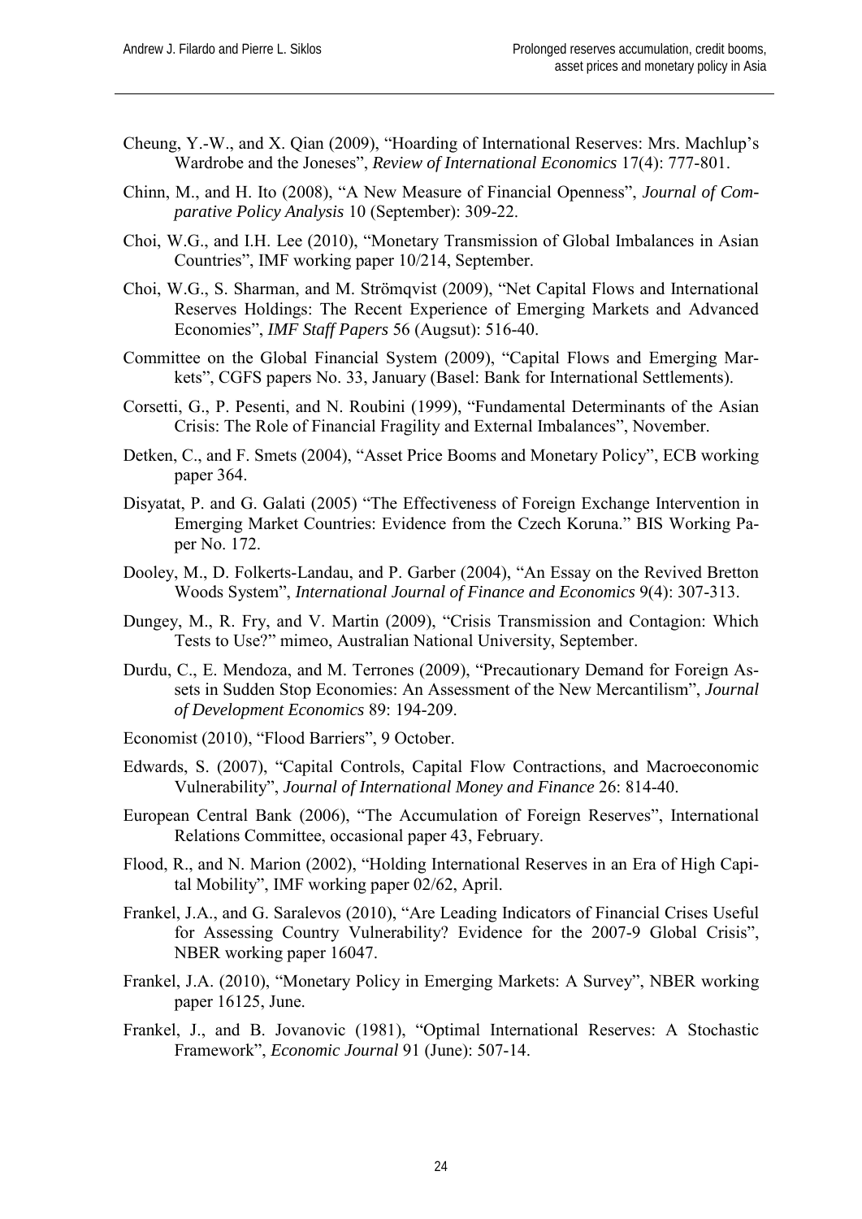Cheung, Y.-W., and X. Qian (2009), "Hoarding of International Reserves: Mrs. Machlup's Wardrobe and the Joneses", *Review of International Economics* 17(4): 777-801.

Chinn, M., and H. Ito (2008), "A New Measure of Financial Openness", *Journal of Comparative Policy Analysis* 10 (September): 309-22.

Choi, W.G., and I.H. Lee (2010), "Monetary Transmission of Global Imbalances in Asian Countries", IMF working paper 10/214, September.

Choi, W.G., S. Sharman, and M. Strömqvist (2009), "Net Capital Flows and International Reserves Holdings: The Recent Experience of Emerging Markets and Advanced Economies", *IMF Staff Papers* 56 (Augsut): 516-40.

Committee on the Global Financial System (2009), "Capital Flows and Emerging Markets", CGFS papers No. 33, January (Basel: Bank for International Settlements).

Corsetti, G., P. Pesenti, and N. Roubini (1999), "Fundamental Determinants of the Asian Crisis: The Role of Financial Fragility and External Imbalances", November.

Detken, C., and F. Smets (2004), "Asset Price Booms and Monetary Policy", ECB working paper 364.

Disyatat, P. and G. Galati (2005) "The Effectiveness of Foreign Exchange Intervention in Emerging Market Countries: Evidence from the Czech Koruna." BIS Working Paper No. 172.

Dooley, M., D. Folkerts-Landau, and P. Garber (2004), "An Essay on the Revived Bretton Woods System", *International Journal of Finance and Economics* 9(4): 307-313.

Dungey, M., R. Fry, and V. Martin (2009), "Crisis Transmission and Contagion: Which Tests to Use?" mimeo, Australian National University, September.

Durdu, C., E. Mendoza, and M. Terrones (2009), "Precautionary Demand for Foreign Assets in Sudden Stop Economies: An Assessment of the New Mercantilism", *Journal of Development Economics* 89: 194-209.

Economist (2010), "Flood Barriers", 9 October.

Edwards, S. (2007), "Capital Controls, Capital Flow Contractions, and Macroeconomic Vulnerability", *Journal of International Money and Finance* 26: 814-40.

European Central Bank (2006), "The Accumulation of Foreign Reserves", International Relations Committee, occasional paper 43, February.

Flood, R., and N. Marion (2002), "Holding International Reserves in an Era of High Capital Mobility", IMF working paper 02/62, April.

Frankel, J.A., and G. Saralevos (2010), "Are Leading Indicators of Financial Crises Useful for Assessing Country Vulnerability? Evidence for the 2007-9 Global Crisis", NBER working paper 16047.

Frankel, J.A. (2010), "Monetary Policy in Emerging Markets: A Survey", NBER working paper 16125, June.

Frankel, J., and B. Jovanovic (1981), "Optimal International Reserves: A Stochastic Framework", *Economic Journal* 91 (June): 507-14.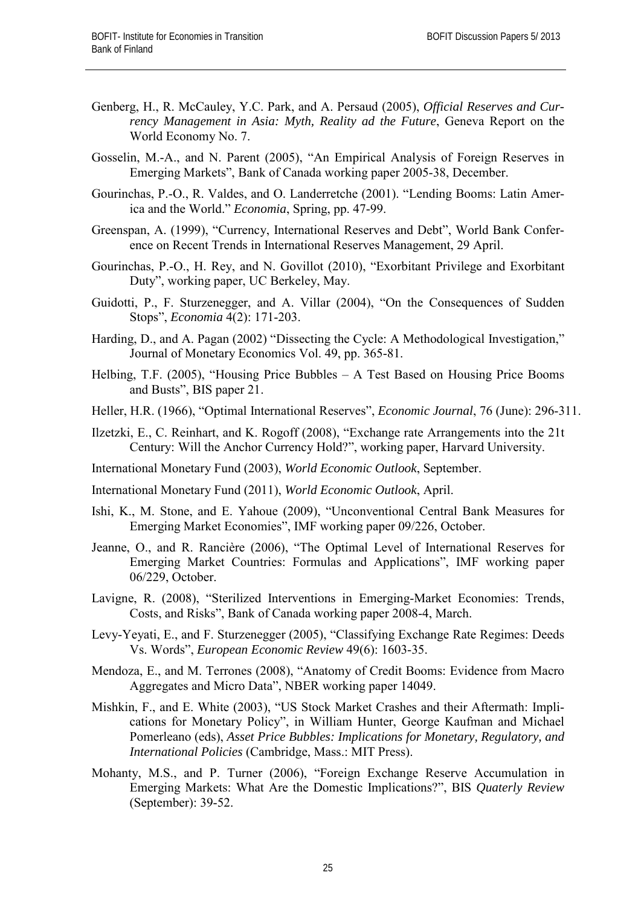Genberg, H., R. McCauley, Y.C. Park, and A. Persaud (2005), *Official Reserves and Currency Management in Asia: Myth, Reality ad the Future*, Geneva Report on the World Economy No. 7.

Gosselin, M.-A., and N. Parent (2005), "An Empirical Analysis of Foreign Reserves in Emerging Markets", Bank of Canada working paper 2005-38, December.

Gourinchas, P.-O., R. Valdes, and O. Landerretche (2001). "Lending Booms: Latin America and the World." *Economia*, Spring, pp. 47-99.

Greenspan, A. (1999), "Currency, International Reserves and Debt", World Bank Conference on Recent Trends in International Reserves Management, 29 April.

Gourinchas, P.-O., H. Rey, and N. Govillot (2010), "Exorbitant Privilege and Exorbitant Duty", working paper, UC Berkeley, May.

Guidotti, P., F. Sturzenegger, and A. Villar (2004), "On the Consequences of Sudden Stops", *Economia* 4(2): 171-203.

Harding, D., and A. Pagan (2002) "Dissecting the Cycle: A Methodological Investigation," Journal of Monetary Economics Vol. 49, pp. 365-81.

Helbing, T.F. (2005), "Housing Price Bubbles – A Test Based on Housing Price Booms and Busts", BIS paper 21.

Heller, H.R. (1966), "Optimal International Reserves", *Economic Journal*, 76 (June): 296-311.

Ilzetzki, E., C. Reinhart, and K. Rogoff (2008), "Exchange rate Arrangements into the 21t Century: Will the Anchor Currency Hold?", working paper, Harvard University.

International Monetary Fund (2003), *World Economic Outlook*, September.

International Monetary Fund (2011), *World Economic Outlook*, April.

Ishi, K., M. Stone, and E. Yahoue (2009), "Unconventional Central Bank Measures for Emerging Market Economies", IMF working paper 09/226, October.

Jeanne, O., and R. Rancière (2006), "The Optimal Level of International Reserves for Emerging Market Countries: Formulas and Applications", IMF working paper 06/229, October.

Lavigne, R. (2008), "Sterilized Interventions in Emerging-Market Economies: Trends, Costs, and Risks", Bank of Canada working paper 2008-4, March.

Levy-Yeyati, E., and F. Sturzenegger (2005), "Classifying Exchange Rate Regimes: Deeds Vs. Words", *European Economic Review* 49(6): 1603-35.

Mendoza, E., and M. Terrones (2008), "Anatomy of Credit Booms: Evidence from Macro Aggregates and Micro Data", NBER working paper 14049.

Mishkin, F., and E. White (2003), "US Stock Market Crashes and their Aftermath: Implications for Monetary Policy", in William Hunter, George Kaufman and Michael Pomerleano (eds), *Asset Price Bubbles: Implications for Monetary, Regulatory, and International Policies* (Cambridge, Mass.: MIT Press).

Mohanty, M.S., and P. Turner (2006), "Foreign Exchange Reserve Accumulation in Emerging Markets: What Are the Domestic Implications?", BIS *Quaterly Review* (September): 39-52.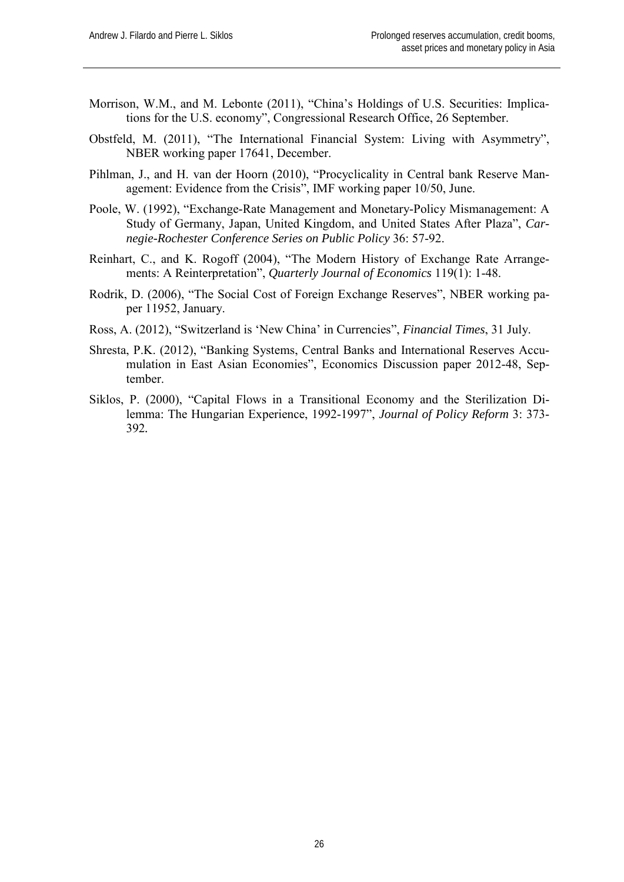Morrison, W.M., and M. Lebonte (2011), "China's Holdings of U.S. Securities: Implications for the U.S. economy", Congressional Research Office, 26 September.

Obstfeld, M. (2011), "The International Financial System: Living with Asymmetry", NBER working paper 17641, December.

Pihlman, J., and H. van der Hoorn (2010), "Procyclicality in Central bank Reserve Management: Evidence from the Crisis", IMF working paper 10/50, June.

Poole, W. (1992), "Exchange-Rate Management and Monetary-Policy Mismanagement: A Study of Germany, Japan, United Kingdom, and United States After Plaza", *Carnegie-Rochester Conference Series on Public Policy* 36: 57-92.

Reinhart, C., and K. Rogoff (2004), "The Modern History of Exchange Rate Arrangements: A Reinterpretation", *Quarterly Journal of Economics* 119(1): 1-48.

Rodrik, D. (2006), "The Social Cost of Foreign Exchange Reserves", NBER working paper 11952, January.

Ross, A. (2012), "Switzerland is 'New China' in Currencies", *Financial Times*, 31 July.

Shresta, P.K. (2012), "Banking Systems, Central Banks and International Reserves Accumulation in East Asian Economies", Economics Discussion paper 2012-48, September.

Siklos, P. (2000), "Capital Flows in a Transitional Economy and the Sterilization Dilemma: The Hungarian Experience, 1992-1997", *Journal of Policy Reform* 3: 373-392.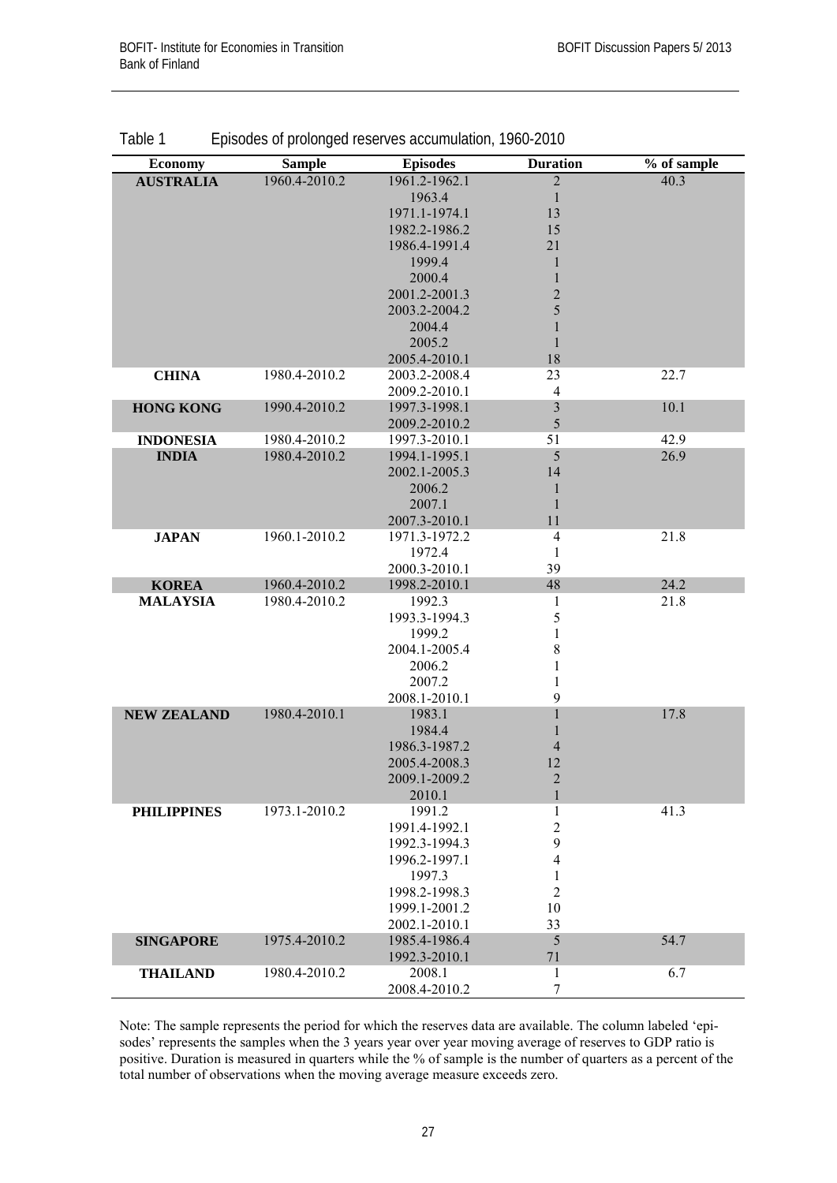Table 1 Episodes of prolonged reserves accumulation, 1960-2010

| Economy | Sample | Episodes | Duration | % of sample |
|---|---|---|---|---|
| **AUSTRALIA** | 1960.4-2010.2 | 1961.2-1962.1 | 2 | 40.3 |
| | | 1963.4 | 1 | |
| | | 1971.1-1974.1 | 13 | |
| | | 1982.2-1986.2 | 15 | |
| | | 1986.4-1991.4 | 21 | |
| | | 1999.4 | 1 | |
| | | 2000.4 | 1 | |
| | | 2001.2-2001.3 | 2 | |
| | | 2003.2-2004.2 | 5 | |
| | | 2004.4 | 1 | |
| | | 2005.2 | 1 | |
| | | 2005.4-2010.1 | 18 | |
| **CHINA** | 1980.4-2010.2 | 2003.2-2008.4 | 23 | 22.7 |
| | | 2009.2-2010.1 | 4 | |
| **HONG KONG** | 1990.4-2010.2 | 1997.3-1998.1 | 3 | 10.1 |
| | | 2009.2-2010.2 | 5 | |
| **INDONESIA** | 1980.4-2010.2 | 1997.3-2010.1 | 51 | 42.9 |
| **INDIA** | 1980.4-2010.2 | 1994.1-1995.1 | 5 | 26.9 |
| | | 2002.1-2005.3 | 14 | |
| | | 2006.2 | 1 | |
| | | 2007.1 | 1 | |
| | | 2007.3-2010.1 | 11 | |
| **JAPAN** | 1960.1-2010.2 | 1971.3-1972.2 | 4 | 21.8 |
| | | 1972.4 | 1 | |
| | | 2000.3-2010.1 | 39 | |
| **KOREA** | 1960.4-2010.2 | 1998.2-2010.1 | 48 | 24.2 |
| **MALAYSIA** | 1980.4-2010.2 | 1992.3 | 1 | 21.8 |
| | | 1993.3-1994.3 | 5 | |
| | | 1999.2 | 1 | |
| | | 2004.1-2005.4 | 8 | |
| | | 2006.2 | 1 | |
| | | 2007.2 | 1 | |
| | | 2008.1-2010.1 | 9 | |
| **NEW ZEALAND** | 1980.4-2010.1 | 1983.1 | 1 | 17.8 |
| | | 1984.4 | 1 | |
| | | 1986.3-1987.2 | 4 | |
| | | 2005.4-2008.3 | 12 | |
| | | 2009.1-2009.2 | 2 | |
| | | 2010.1 | 1 | |
| **PHILIPPINES** | 1973.1-2010.2 | 1991.2 | 1 | 41.3 |
| | | 1991.4-1992.1 | 2 | |
| | | 1992.3-1994.3 | 9 | |
| | | 1996.2-1997.1 | 4 | |
| | | 1997.3 | 1 | |
| | | 1998.2-1998.3 | 2 | |
| | | 1999.1-2001.2 | 10 | |
| | | 2002.1-2010.1 | 33 | |
| **SINGAPORE** | 1975.4-2010.2 | 1985.4-1986.4 | 5 | 54.7 |
| | | 1992.3-2010.1 | 71 | |
| **THAILAND** | 1980.4-2010.2 | 2008.1 | 1 | 6.7 |
| | | 2008.4-2010.2 | 7 | |

Note: The sample represents the period for which the reserves data are available. The column labeled 'episodes' represents the samples when the 3 years year over year moving average of reserves to GDP ratio is positive. Duration is measured in quarters while the % of sample is the number of quarters as a percent of the total number of observations when the moving average measure exceeds zero.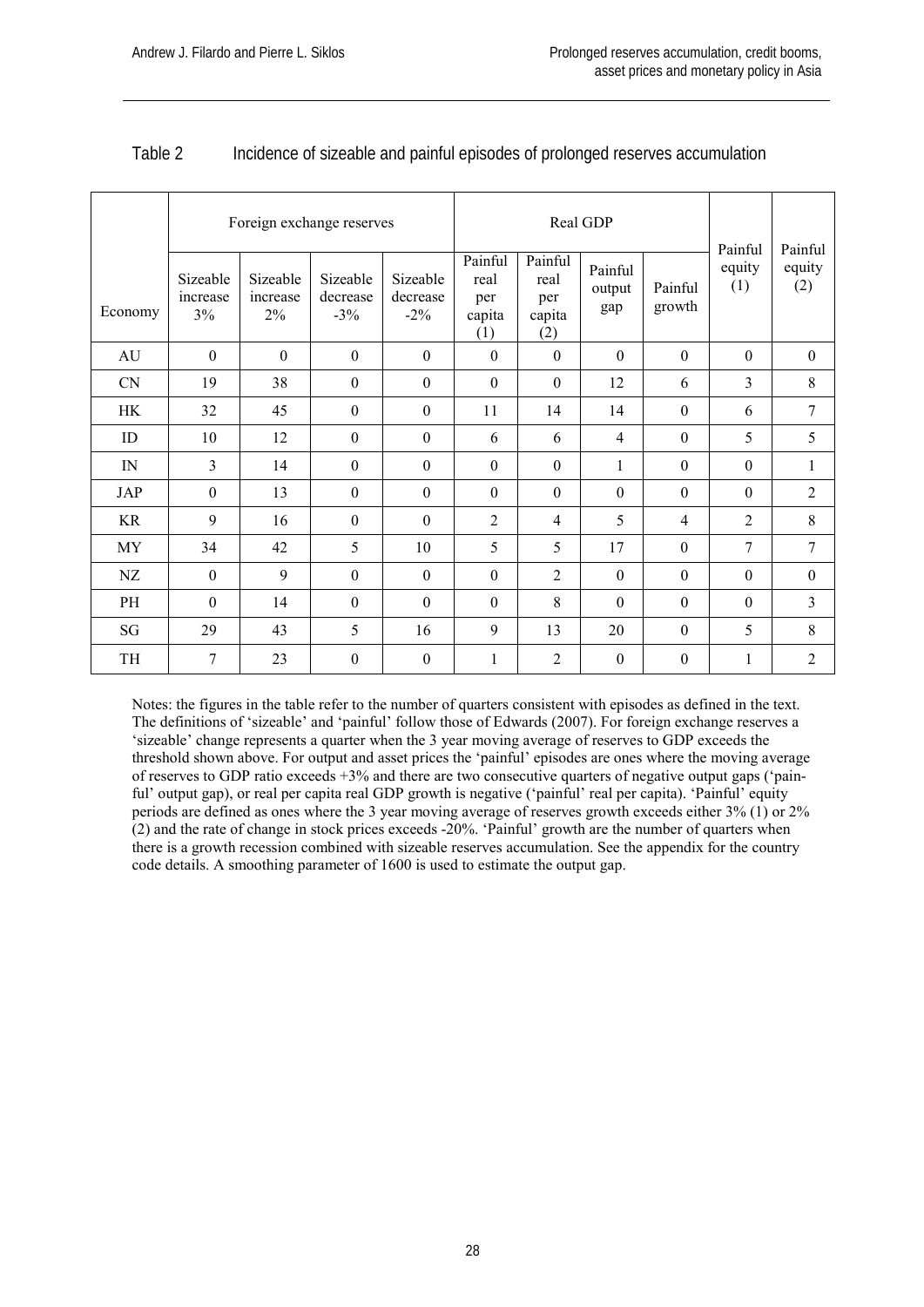Table 2 Incidence of sizeable and painful episodes of prolonged reserves accumulation

| Economy | Foreign exchange reserves | | | | Real GDP | | | | Painful equity (1) | Painful equity (2) |
|---|---|---|---|---|---|---|---|---|---|---|
| | Sizeable increase 3% | Sizeable increase 2% | Sizeable decrease -3% | Sizeable decrease -2% | Painful real per capita (1) | Painful real per capita (2) | Painful output gap | Painful growth | | |
| AU | 0 | 0 | 0 | 0 | 0 | 0 | 0 | 0 | 0 | 0 |
| CN | 19 | 38 | 0 | 0 | 0 | 0 | 12 | 6 | 3 | 8 |
| HK | 32 | 45 | 0 | 0 | 11 | 14 | 14 | 0 | 6 | 7 |
| ID | 10 | 12 | 0 | 0 | 6 | 6 | 4 | 0 | 5 | 5 |
| IN | 3 | 14 | 0 | 0 | 0 | 0 | 1 | 0 | 0 | 1 |
| JAP | 0 | 13 | 0 | 0 | 0 | 0 | 0 | 0 | 0 | 2 |
| KR | 9 | 16 | 0 | 0 | 2 | 4 | 5 | 4 | 2 | 8 |
| MY | 34 | 42 | 5 | 10 | 5 | 5 | 17 | 0 | 7 | 7 |
| NZ | 0 | 9 | 0 | 0 | 0 | 2 | 0 | 0 | 0 | 0 |
| PH | 0 | 14 | 0 | 0 | 0 | 8 | 0 | 0 | 0 | 3 |
| SG | 29 | 43 | 5 | 16 | 9 | 13 | 20 | 0 | 5 | 8 |
| TH | 7 | 23 | 0 | 0 | 1 | 2 | 0 | 0 | 1 | 2 |

Notes: the figures in the table refer to the number of quarters consistent with episodes as defined in the text. The definitions of 'sizeable' and 'painful' follow those of Edwards (2007). For foreign exchange reserves a 'sizeable' change represents a quarter when the 3 year moving average of reserves to GDP exceeds the threshold shown above. For output and asset prices the 'painful' episodes are ones where the moving average of reserves to GDP ratio exceeds +3% and there are two consecutive quarters of negative output gaps ('painful' output gap), or real per capita real GDP growth is negative ('painful' real per capita). 'Painful' equity periods are defined as ones where the 3 year moving average of reserves growth exceeds either 3% (1) or 2% (2) and the rate of change in stock prices exceeds -20%. 'Painful' growth are the number of quarters when there is a growth recession combined with sizeable reserves accumulation. See the appendix for the country code details. A smoothing parameter of 1600 is used to estimate the output gap.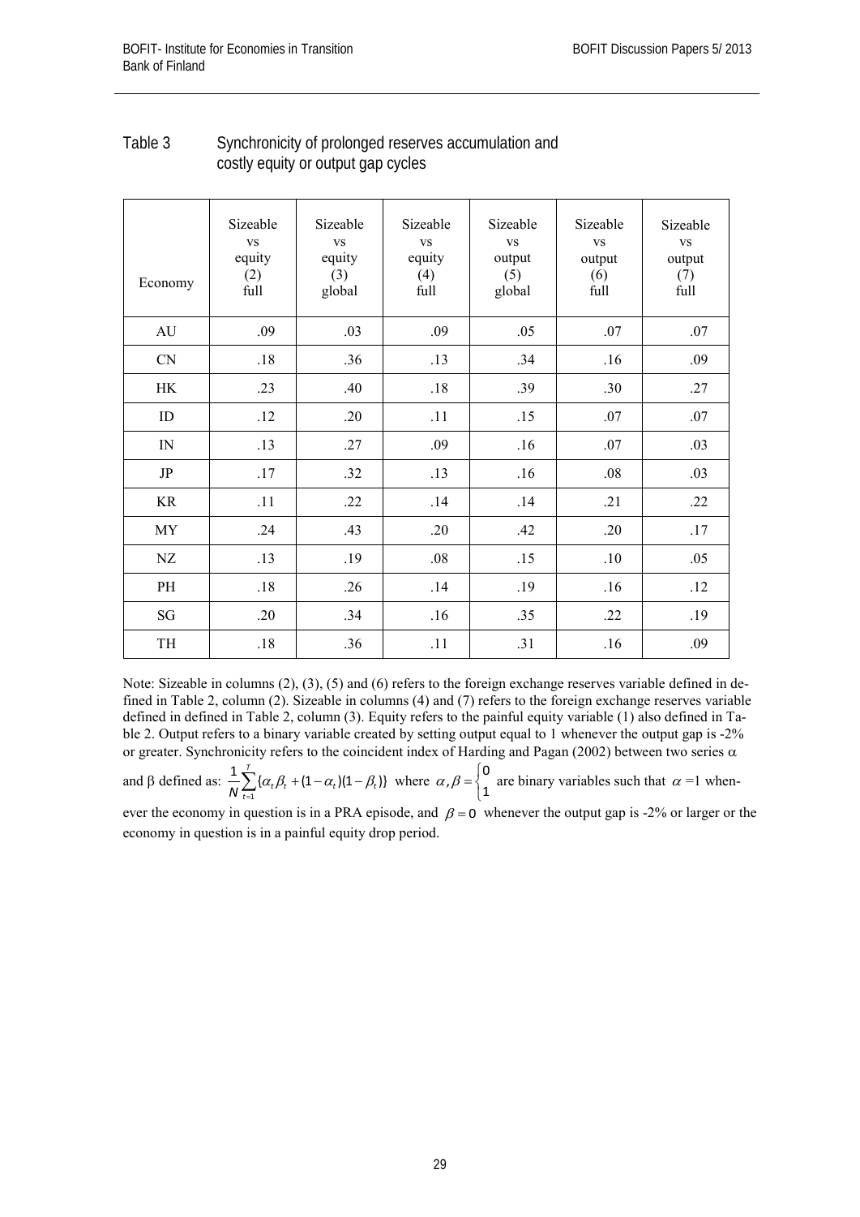Table 3 Synchronicity of prolonged reserves accumulation and costly equity or output gap cycles

| Economy | Sizeable vs equity (2) full | Sizeable vs equity (3) global | Sizeable vs equity (4) full | Sizeable vs output (5) global | Sizeable vs output (6) full | Sizeable vs output (7) full |
|---|---|---|---|---|---|---|
| AU | .09 | .03 | .09 | .05 | .07 | .07 |
| CN | .18 | .36 | .13 | .34 | .16 | .09 |
| HK | .23 | .40 | .18 | .39 | .30 | .27 |
| ID | .12 | .20 | .11 | .15 | .07 | .07 |
| IN | .13 | .27 | .09 | .16 | .07 | .03 |
| JP | .17 | .32 | .13 | .16 | .08 | .03 |
| KR | .11 | .22 | .14 | .14 | .21 | .22 |
| MY | .24 | .43 | .20 | .42 | .20 | .17 |
| NZ | .13 | .19 | .08 | .15 | .10 | .05 |
| PH | .18 | .26 | .14 | .19 | .16 | .12 |
| SG | .20 | .34 | .16 | .35 | .22 | .19 |
| TH | .18 | .36 | .11 | .31 | .16 | .09 |

Note: Sizeable in columns (2), (3), (5) and (6) refers to the foreign exchange reserves variable defined in defined in Table 2, column (2). Sizeable in columns (4) and (7) refers to the foreign exchange reserves variable defined in defined in Table 2, column (3). Equity refers to the painful equity variable (1) also defined in Table 2. Output refers to a binary variable created by setting output equal to 1 whenever the output gap is -2% or greater. Synchronicity refers to the coincident index of Harding and Pagan (2002) between two series $\alpha$ and $\beta$ defined as: $\frac{1}{N}\sum_{t=1}^{T}\{\alpha_t\beta_t + (1-\alpha_t)(1-\beta_t)\}$ where $\alpha,\beta = \begin{cases}0\\1\end{cases}$ are binary variables such that $\alpha$ =1 whenever the economy in question is in a PRA episode, and $\beta = 0$ whenever the output gap is -2% or larger or the economy in question is in a painful equity drop period.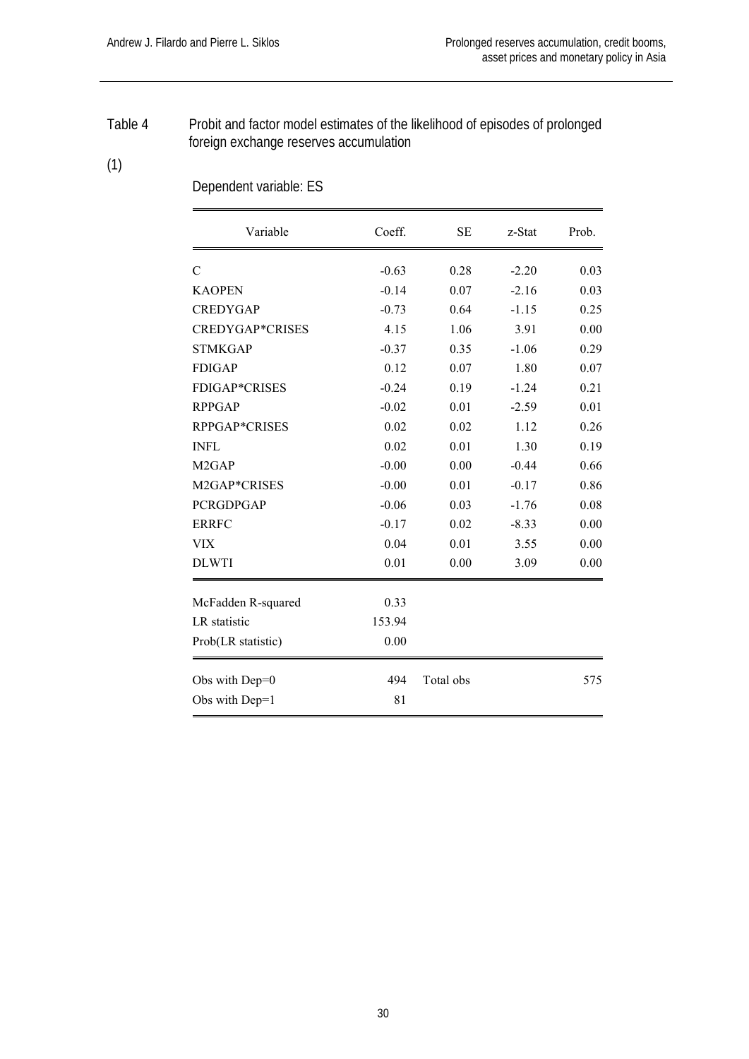Table 4 Probit and factor model estimates of the likelihood of episodes of prolonged foreign exchange reserves accumulation

(1)

Dependent variable: ES

| Variable | Coeff. | SE | z-Stat | Prob. |
|---|---|---|---|---|
| C | -0.63 | 0.28 | -2.20 | 0.03 |
| KAOPEN | -0.14 | 0.07 | -2.16 | 0.03 |
| CREDYGAP | -0.73 | 0.64 | -1.15 | 0.25 |
| CREDYGAP*CRISES | 4.15 | 1.06 | 3.91 | 0.00 |
| STMKGAP | -0.37 | 0.35 | -1.06 | 0.29 |
| FDIGAP | 0.12 | 0.07 | 1.80 | 0.07 |
| FDIGAP*CRISES | -0.24 | 0.19 | -1.24 | 0.21 |
| RPPGAP | -0.02 | 0.01 | -2.59 | 0.01 |
| RPPGAP*CRISES | 0.02 | 0.02 | 1.12 | 0.26 |
| INFL | 0.02 | 0.01 | 1.30 | 0.19 |
| M2GAP | -0.00 | 0.00 | -0.44 | 0.66 |
| M2GAP*CRISES | -0.00 | 0.01 | -0.17 | 0.86 |
| PCRGDPGAP | -0.06 | 0.03 | -1.76 | 0.08 |
| ERRFC | -0.17 | 0.02 | -8.33 | 0.00 |
| VIX | 0.04 | 0.01 | 3.55 | 0.00 |
| DLWTI | 0.01 | 0.00 | 3.09 | 0.00 |
| McFadden R-squared | 0.33 | | | |
| LR statistic | 153.94 | | | |
| Prob(LR statistic) | 0.00 | | | |
| Obs with Dep=0 | 494 | Total obs | | 575 |
| Obs with Dep=1 | 81 | | | |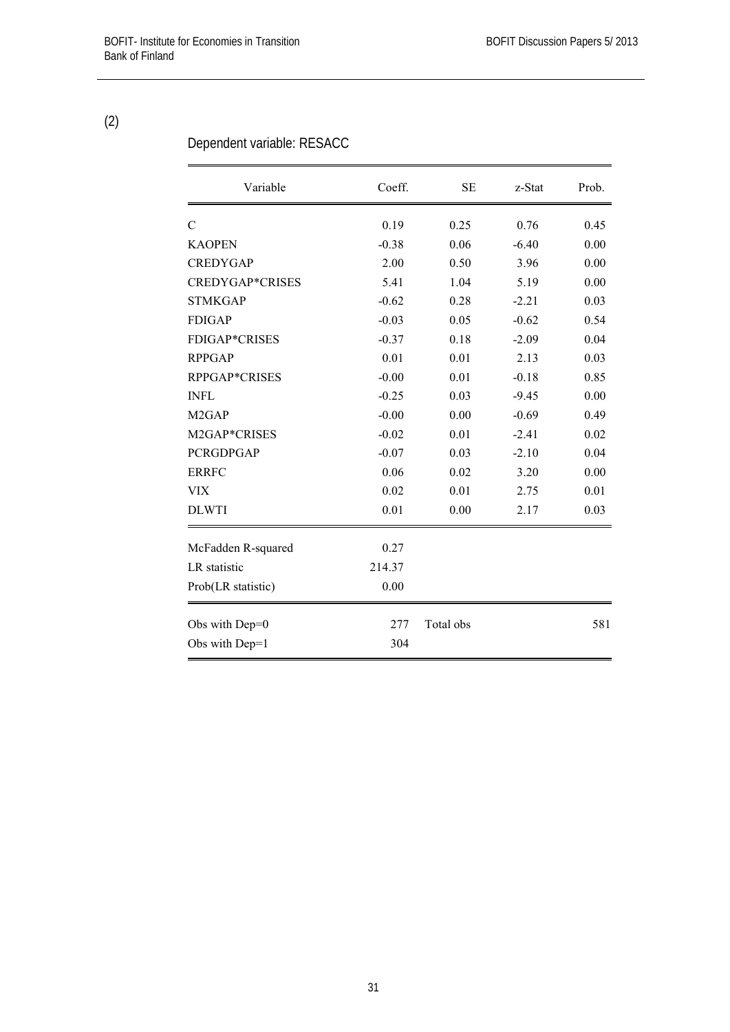(2)

Dependent variable: RESACC

| Variable | Coeff. | SE | z-Stat | Prob. |
|---|---|---|---|---|
| C | 0.19 | 0.25 | 0.76 | 0.45 |
| KAOPEN | -0.38 | 0.06 | -6.40 | 0.00 |
| CREDYGAP | 2.00 | 0.50 | 3.96 | 0.00 |
| CREDYGAP*CRISES | 5.41 | 1.04 | 5.19 | 0.00 |
| STMKGAP | -0.62 | 0.28 | -2.21 | 0.03 |
| FDIGAP | -0.03 | 0.05 | -0.62 | 0.54 |
| FDIGAP*CRISES | -0.37 | 0.18 | -2.09 | 0.04 |
| RPPGAP | 0.01 | 0.01 | 2.13 | 0.03 |
| RPPGAP*CRISES | -0.00 | 0.01 | -0.18 | 0.85 |
| INFL | -0.25 | 0.03 | -9.45 | 0.00 |
| M2GAP | -0.00 | 0.00 | -0.69 | 0.49 |
| M2GAP*CRISES | -0.02 | 0.01 | -2.41 | 0.02 |
| PCRGDPGAP | -0.07 | 0.03 | -2.10 | 0.04 |
| ERRFC | 0.06 | 0.02 | 3.20 | 0.00 |
| VIX | 0.02 | 0.01 | 2.75 | 0.01 |
| DLWTI | 0.01 | 0.00 | 2.17 | 0.03 |
| McFadden R-squared | 0.27 | | | |
| LR statistic | 214.37 | | | |
| Prob(LR statistic) | 0.00 | | | |
| Obs with Dep=0 | 277 | Total obs | | 581 |
| Obs with Dep=1 | 304 | | | |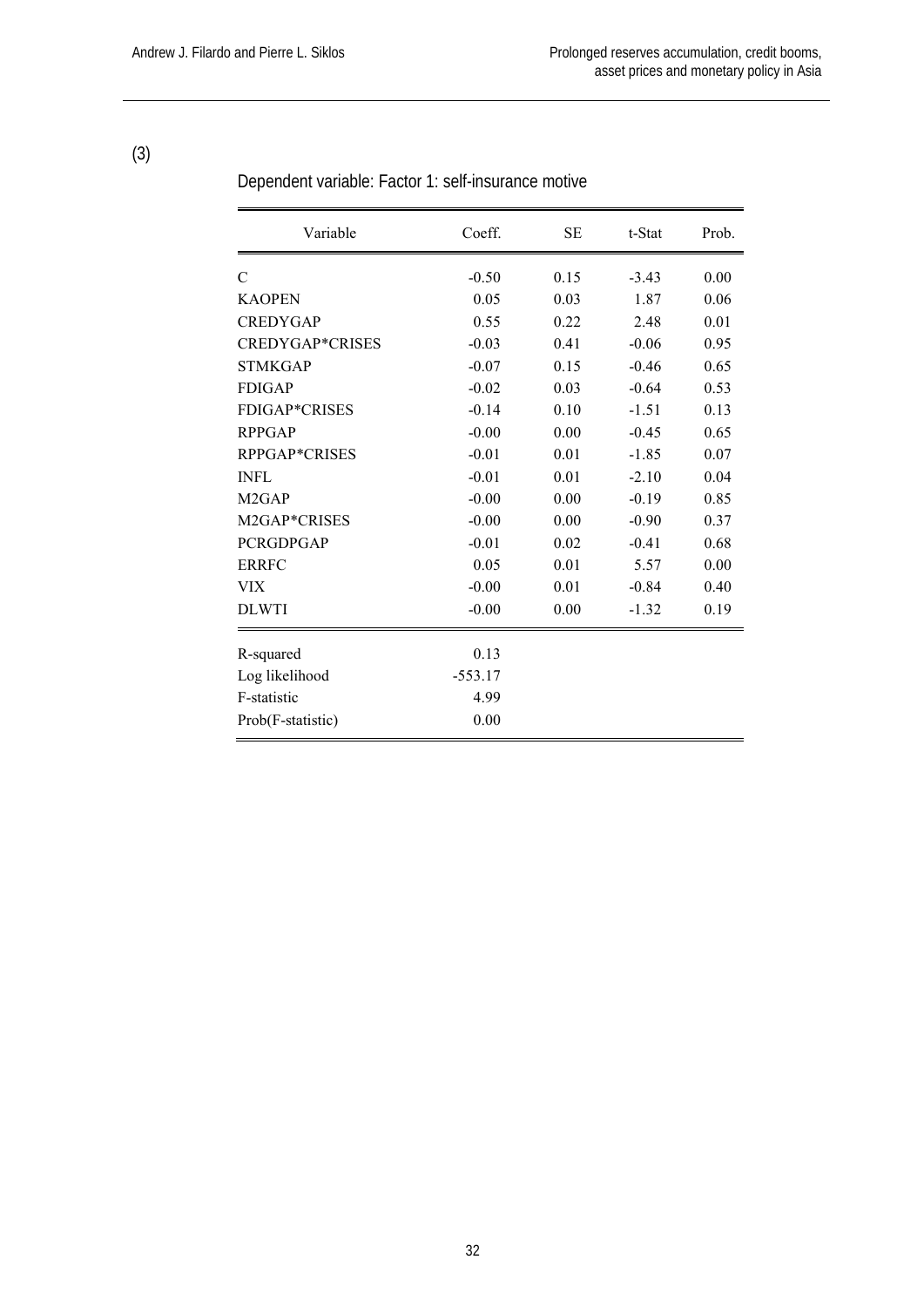(3)

Dependent variable: Factor 1: self-insurance motive

| Variable | Coeff. | SE | t-Stat | Prob. |
|---|---|---|---|---|
| C | -0.50 | 0.15 | -3.43 | 0.00 |
| KAOPEN | 0.05 | 0.03 | 1.87 | 0.06 |
| CREDYGAP | 0.55 | 0.22 | 2.48 | 0.01 |
| CREDYGAP*CRISES | -0.03 | 0.41 | -0.06 | 0.95 |
| STMKGAP | -0.07 | 0.15 | -0.46 | 0.65 |
| FDIGAP | -0.02 | 0.03 | -0.64 | 0.53 |
| FDIGAP*CRISES | -0.14 | 0.10 | -1.51 | 0.13 |
| RPPGAP | -0.00 | 0.00 | -0.45 | 0.65 |
| RPPGAP*CRISES | -0.01 | 0.01 | -1.85 | 0.07 |
| INFL | -0.01 | 0.01 | -2.10 | 0.04 |
| M2GAP | -0.00 | 0.00 | -0.19 | 0.85 |
| M2GAP*CRISES | -0.00 | 0.00 | -0.90 | 0.37 |
| PCRGDPGAP | -0.01 | 0.02 | -0.41 | 0.68 |
| ERRFC | 0.05 | 0.01 | 5.57 | 0.00 |
| VIX | -0.00 | 0.01 | -0.84 | 0.40 |
| DLWTI | -0.00 | 0.00 | -1.32 | 0.19 |
| R-squared | 0.13 | | | |
| Log likelihood | -553.17 | | | |
| F-statistic | 4.99 | | | |
| Prob(F-statistic) | 0.00 | | | |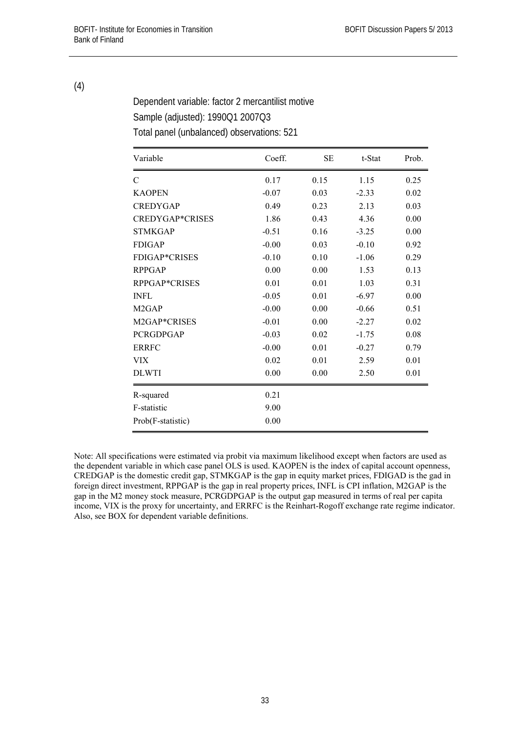(4)

Dependent variable: factor 2 mercantilist motive
Sample (adjusted): 1990Q1 2007Q3
Total panel (unbalanced) observations: 521

| Variable | Coeff. | SE | t-Stat | Prob. |
|---|---|---|---|---|
| C | 0.17 | 0.15 | 1.15 | 0.25 |
| KAOPEN | -0.07 | 0.03 | -2.33 | 0.02 |
| CREDYGAP | 0.49 | 0.23 | 2.13 | 0.03 |
| CREDYGAP*CRISES | 1.86 | 0.43 | 4.36 | 0.00 |
| STMKGAP | -0.51 | 0.16 | -3.25 | 0.00 |
| FDIGAP | -0.00 | 0.03 | -0.10 | 0.92 |
| FDIGAP*CRISES | -0.10 | 0.10 | -1.06 | 0.29 |
| RPPGAP | 0.00 | 0.00 | 1.53 | 0.13 |
| RPPGAP*CRISES | 0.01 | 0.01 | 1.03 | 0.31 |
| INFL | -0.05 | 0.01 | -6.97 | 0.00 |
| M2GAP | -0.00 | 0.00 | -0.66 | 0.51 |
| M2GAP*CRISES | -0.01 | 0.00 | -2.27 | 0.02 |
| PCRGDPGAP | -0.03 | 0.02 | -1.75 | 0.08 |
| ERRFC | -0.00 | 0.01 | -0.27 | 0.79 |
| VIX | 0.02 | 0.01 | 2.59 | 0.01 |
| DLWTI | 0.00 | 0.00 | 2.50 | 0.01 |
| R-squared | 0.21 | | | |
| F-statistic | 9.00 | | | |
| Prob(F-statistic) | 0.00 | | | |

Note: All specifications were estimated via probit via maximum likelihood except when factors are used as the dependent variable in which case panel OLS is used. KAOPEN is the index of capital account openness, CREDGAP is the domestic credit gap, STMKGAP is the gap in equity market prices, FDIGAD is the gad in foreign direct investment, RPPGAP is the gap in real property prices, INFL is CPI inflation, M2GAP is the gap in the M2 money stock measure, PCRGDPGAP is the output gap measured in terms of real per capita income, VIX is the proxy for uncertainty, and ERRFC is the Reinhart-Rogoff exchange rate regime indicator. Also, see BOX for dependent variable definitions.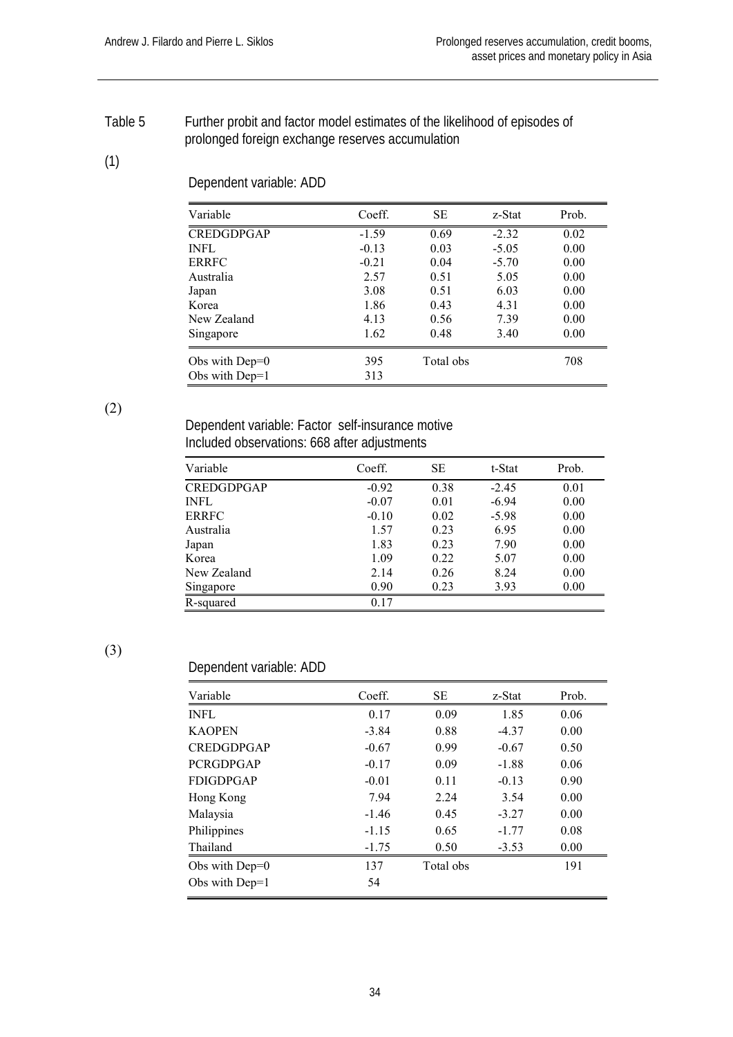Table 5 Further probit and factor model estimates of the likelihood of episodes of prolonged foreign exchange reserves accumulation

(1)

Dependent variable: ADD

| Variable | Coeff. | SE | z-Stat | Prob. |
|---|---|---|---|---|
| CREDGDPGAP | -1.59 | 0.69 | -2.32 | 0.02 |
| INFL | -0.13 | 0.03 | -5.05 | 0.00 |
| ERRFC | -0.21 | 0.04 | -5.70 | 0.00 |
| Australia | 2.57 | 0.51 | 5.05 | 0.00 |
| Japan | 3.08 | 0.51 | 6.03 | 0.00 |
| Korea | 1.86 | 0.43 | 4.31 | 0.00 |
| New Zealand | 4.13 | 0.56 | 7.39 | 0.00 |
| Singapore | 1.62 | 0.48 | 3.40 | 0.00 |
| Obs with Dep=0 | 395 | Total obs | | 708 |
| Obs with Dep=1 | 313 | | | |

(2)

Dependent variable: Factor self-insurance motive
Included observations: 668 after adjustments

| Variable | Coeff. | SE | t-Stat | Prob. |
|---|---|---|---|---|
| CREDGDPGAP | -0.92 | 0.38 | -2.45 | 0.01 |
| INFL | -0.07 | 0.01 | -6.94 | 0.00 |
| ERRFC | -0.10 | 0.02 | -5.98 | 0.00 |
| Australia | 1.57 | 0.23 | 6.95 | 0.00 |
| Japan | 1.83 | 0.23 | 7.90 | 0.00 |
| Korea | 1.09 | 0.22 | 5.07 | 0.00 |
| New Zealand | 2.14 | 0.26 | 8.24 | 0.00 |
| Singapore | 0.90 | 0.23 | 3.93 | 0.00 |
| R-squared | 0.17 | | | |

(3)

Dependent variable: ADD

| Variable | Coeff. | SE | z-Stat | Prob. |
|---|---|---|---|---|
| INFL | 0.17 | 0.09 | 1.85 | 0.06 |
| KAOPEN | -3.84 | 0.88 | -4.37 | 0.00 |
| CREDGDPGAP | -0.67 | 0.99 | -0.67 | 0.50 |
| PCRGDPGAP | -0.17 | 0.09 | -1.88 | 0.06 |
| FDIGDPGAP | -0.01 | 0.11 | -0.13 | 0.90 |
| Hong Kong | 7.94 | 2.24 | 3.54 | 0.00 |
| Malaysia | -1.46 | 0.45 | -3.27 | 0.00 |
| Philippines | -1.15 | 0.65 | -1.77 | 0.08 |
| Thailand | -1.75 | 0.50 | -3.53 | 0.00 |
| Obs with Dep=0 | 137 | Total obs | | 191 |
| Obs with Dep=1 | 54 | | | |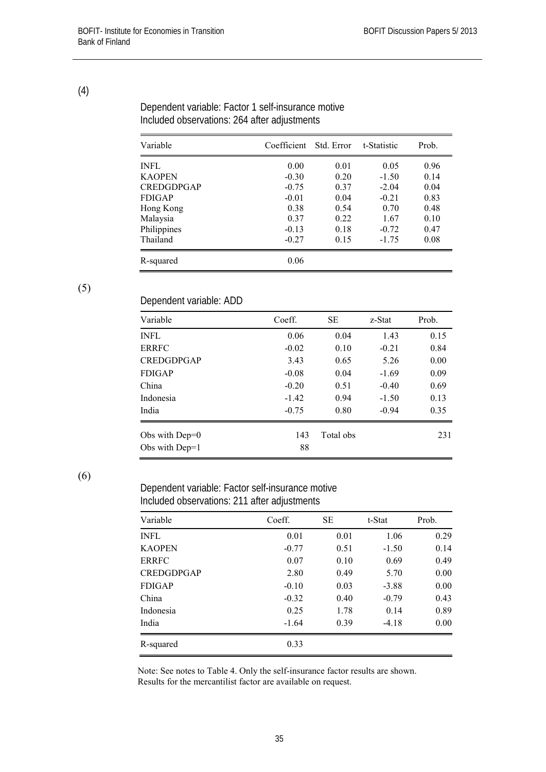(4)

Dependent variable: Factor 1 self-insurance motive
Included observations: 264 after adjustments

| Variable | Coefficient | Std. Error | t-Statistic | Prob. |
|---|---|---|---|---|
| INFL | 0.00 | 0.01 | 0.05 | 0.96 |
| KAOPEN | -0.30 | 0.20 | -1.50 | 0.14 |
| CREDGDPGAP | -0.75 | 0.37 | -2.04 | 0.04 |
| FDIGAP | -0.01 | 0.04 | -0.21 | 0.83 |
| Hong Kong | 0.38 | 0.54 | 0.70 | 0.48 |
| Malaysia | 0.37 | 0.22 | 1.67 | 0.10 |
| Philippines | -0.13 | 0.18 | -0.72 | 0.47 |
| Thailand | -0.27 | 0.15 | -1.75 | 0.08 |
| R-squared | 0.06 | | | |

(5)

Dependent variable: ADD

| Variable | Coeff. | SE | z-Stat | Prob. |
|---|---|---|---|---|
| INFL | 0.06 | 0.04 | 1.43 | 0.15 |
| ERRFC | -0.02 | 0.10 | -0.21 | 0.84 |
| CREDGDPGAP | 3.43 | 0.65 | 5.26 | 0.00 |
| FDIGAP | -0.08 | 0.04 | -1.69 | 0.09 |
| China | -0.20 | 0.51 | -0.40 | 0.69 |
| Indonesia | -1.42 | 0.94 | -1.50 | 0.13 |
| India | -0.75 | 0.80 | -0.94 | 0.35 |
| Obs with Dep=0 | 143 | Total obs | | 231 |
| Obs with Dep=1 | 88 | | | |

(6)

Dependent variable: Factor self-insurance motive
Included observations: 211 after adjustments

| Variable | Coeff. | SE | t-Stat | Prob. |
|---|---|---|---|---|
| INFL | 0.01 | 0.01 | 1.06 | 0.29 |
| KAOPEN | -0.77 | 0.51 | -1.50 | 0.14 |
| ERRFC | 0.07 | 0.10 | 0.69 | 0.49 |
| CREDGDPGAP | 2.80 | 0.49 | 5.70 | 0.00 |
| FDIGAP | -0.10 | 0.03 | -3.88 | 0.00 |
| China | -0.32 | 0.40 | -0.79 | 0.43 |
| Indonesia | 0.25 | 1.78 | 0.14 | 0.89 |
| India | -1.64 | 0.39 | -4.18 | 0.00 |
| R-squared | 0.33 | | | |

Note: See notes to Table 4. Only the self-insurance factor results are shown. Results for the mercantilist factor are available on request.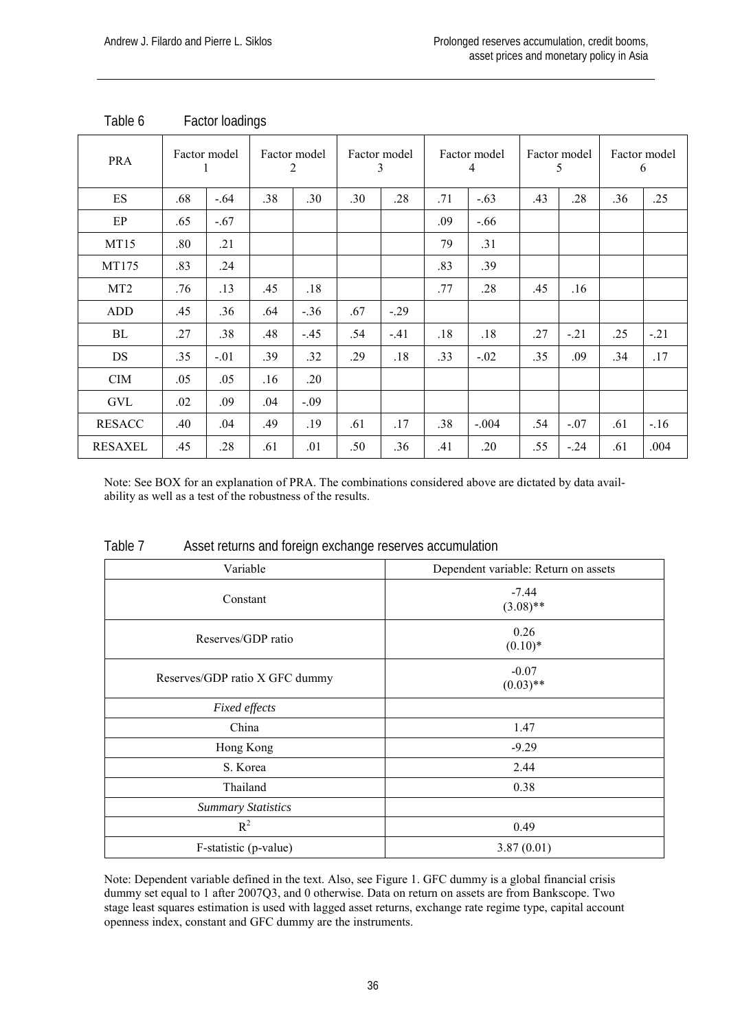Table 6 Factor loadings

| PRA | Factor model 1 | | Factor model 2 | | Factor model 3 | | Factor model 4 | | Factor model 5 | | Factor model 6 | |
|---|---|---|---|---|---|---|---|---|---|---|---|---|
| ES | .68 | -.64 | .38 | .30 | .30 | .28 | .71 | -.63 | .43 | .28 | .36 | .25 |
| EP | .65 | -.67 | | | | | .09 | -.66 | | | | |
| MT15 | .80 | .21 | | | | | 79 | .31 | | | | |
| MT175 | .83 | .24 | | | | | .83 | .39 | | | | |
| MT2 | .76 | .13 | .45 | .18 | | | .77 | .28 | .45 | .16 | | |
| ADD | .45 | .36 | .64 | -.36 | .67 | -.29 | | | | | | |
| BL | .27 | .38 | .48 | -.45 | .54 | -.41 | .18 | .18 | .27 | -.21 | .25 | -.21 |
| DS | .35 | -.01 | .39 | .32 | .29 | .18 | .33 | -.02 | .35 | .09 | .34 | .17 |
| CIM | .05 | .05 | .16 | .20 | | | | | | | | |
| GVL | .02 | .09 | .04 | -.09 | | | | | | | | |
| RESACC | .40 | .04 | .49 | .19 | .61 | .17 | .38 | -.004 | .54 | -.07 | .61 | -.16 |
| RESAXEL | .45 | .28 | .61 | .01 | .50 | .36 | .41 | .20 | .55 | -.24 | .61 | .004 |

Note: See BOX for an explanation of PRA. The combinations considered above are dictated by data availability as well as a test of the robustness of the results.

Table 7 Asset returns and foreign exchange reserves accumulation

| Variable | Dependent variable: Return on assets |
|---|---|
| Constant | -7.44 (3.08)** |
| Reserves/GDP ratio | 0.26 (0.10)* |
| Reserves/GDP ratio X GFC dummy | -0.07 (0.03)** |
| *Fixed effects* | |
| China | 1.47 |
| Hong Kong | -9.29 |
| S. Korea | 2.44 |
| Thailand | 0.38 |
| *Summary Statistics* | |
| $R^2$ | 0.49 |
| F-statistic (p-value) | 3.87 (0.01) |

Note: Dependent variable defined in the text. Also, see Figure 1. GFC dummy is a global financial crisis dummy set equal to 1 after 2007Q3, and 0 otherwise. Data on return on assets are from Bankscope. Two stage least squares estimation is used with lagged asset returns, exchange rate regime type, capital account openness index, constant and GFC dummy are the instruments.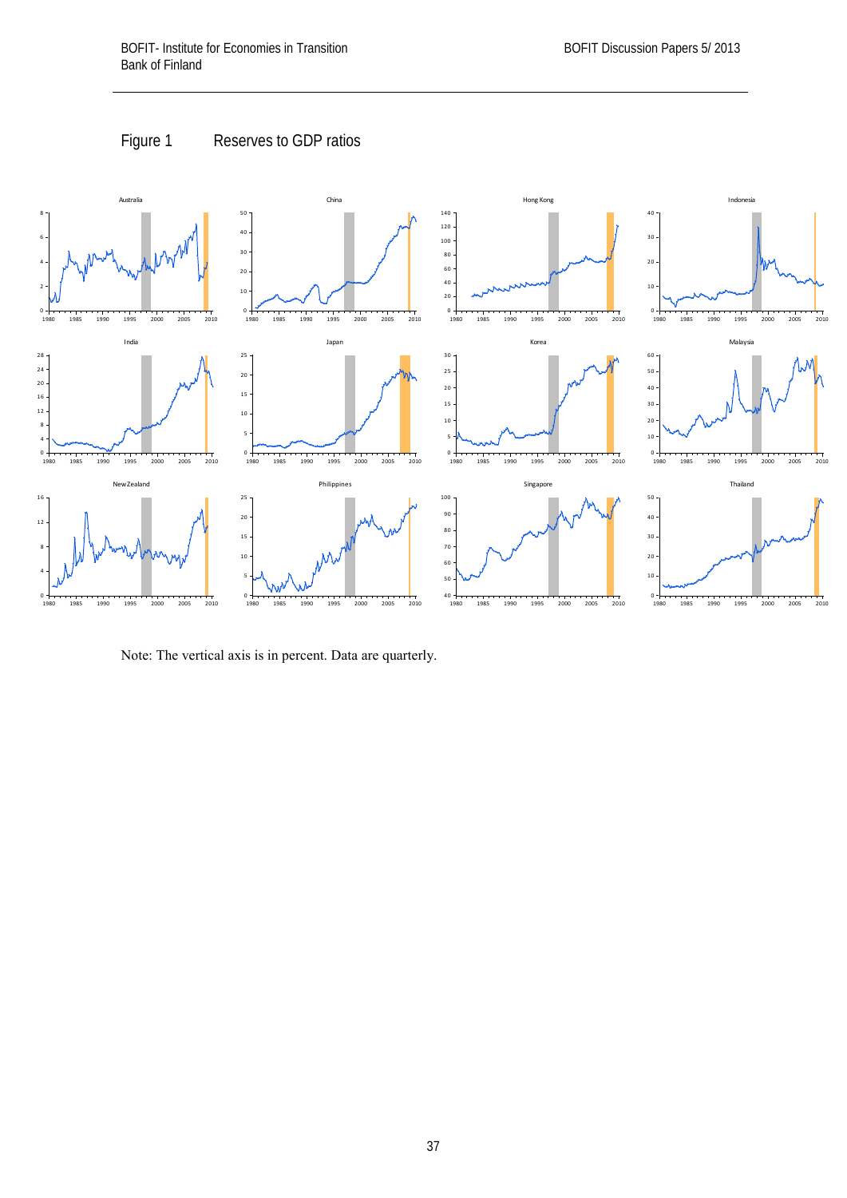Figure 1   Reserves to GDP ratios

Note: The vertical axis is in percent. Data are quarterly.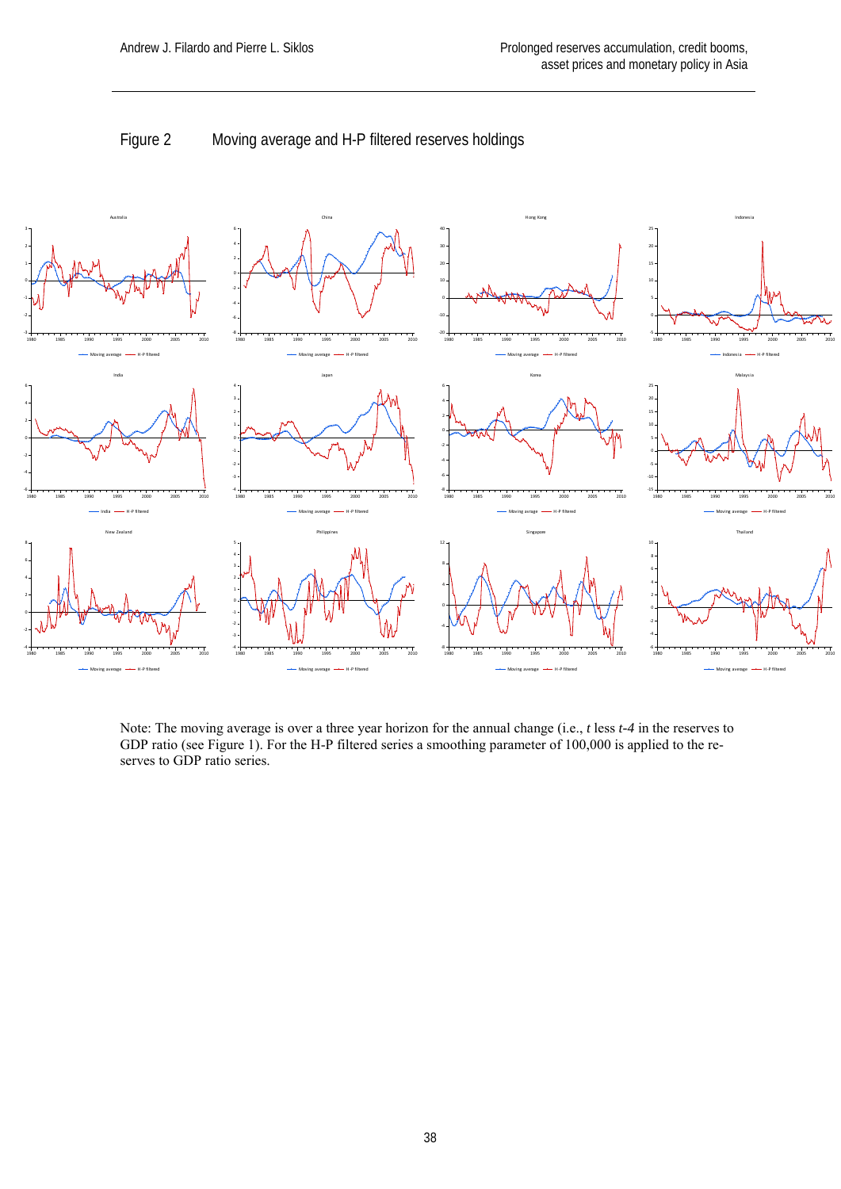Figure 2 Moving average and H-P filtered reserves holdings

Note: The moving average is over a three year horizon for the annual change (i.e., *t* less *t-4* in the reserves to GDP ratio (see Figure 1). For the H-P filtered series a smoothing parameter of 100,000 is applied to the reserves to GDP ratio series.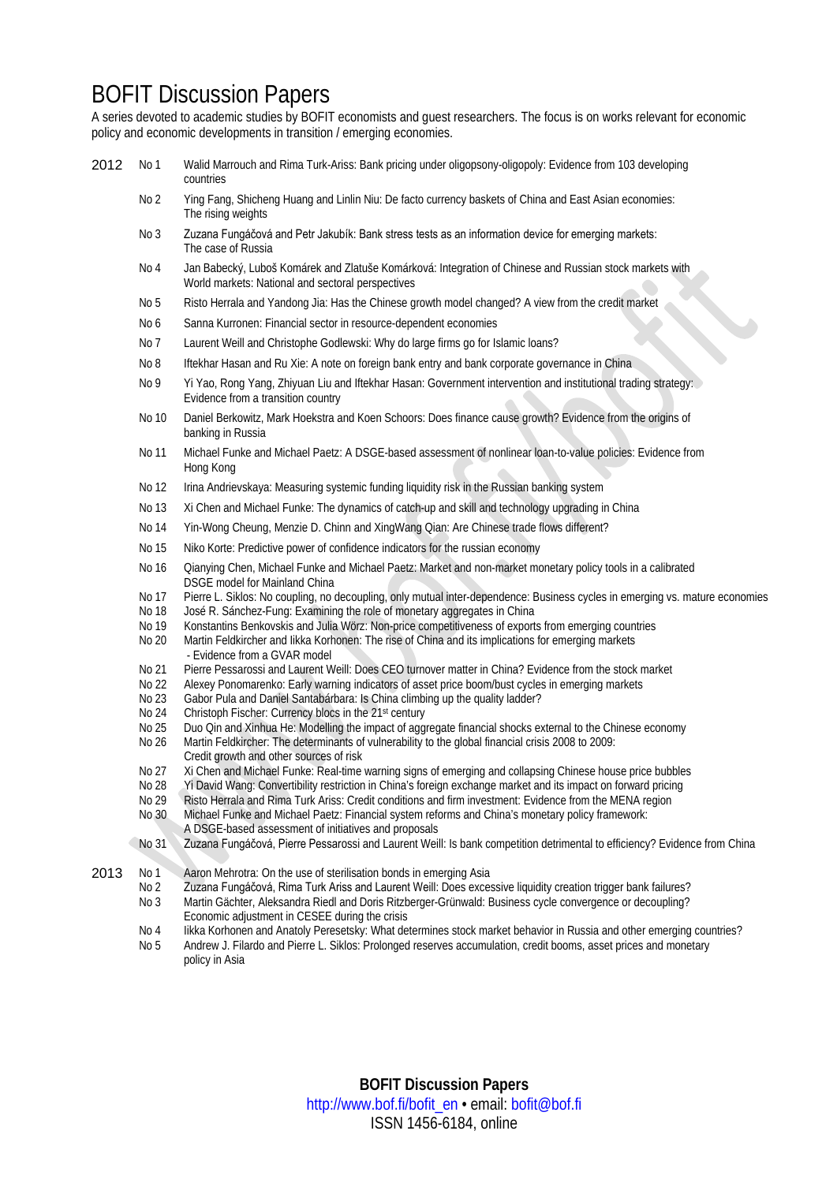# BOFIT Discussion Papers

A series devoted to academic studies by BOFIT economists and guest researchers. The focus is on works relevant for economic policy and economic developments in transition / emerging economies.

**2012**

- No 1 Walid Marrouch and Rima Turk-Ariss: Bank pricing under oligopsony-oligopoly: Evidence from 103 developing countries
- No 2 Ying Fang, Shicheng Huang and Linlin Niu: De facto currency baskets of China and East Asian economies: The rising weights
- No 3 Zuzana Fungáčová and Petr Jakubík: Bank stress tests as an information device for emerging markets: The case of Russia
- No 4 Jan Babecký, Luboš Komárek and Zlatuše Komárková: Integration of Chinese and Russian stock markets with World markets: National and sectoral perspectives
- No 5 Risto Herrala and Yandong Jia: Has the Chinese growth model changed? A view from the credit market
- No 6 Sanna Kurronen: Financial sector in resource-dependent economies
- No 7 Laurent Weill and Christophe Godlewski: Why do large firms go for Islamic loans?
- No 8 Iftekhar Hasan and Ru Xie: A note on foreign bank entry and bank corporate governance in China
- No 9 Yi Yao, Rong Yang, Zhiyuan Liu and Iftekhar Hasan: Government intervention and institutional trading strategy: Evidence from a transition country
- No 10 Daniel Berkowitz, Mark Hoekstra and Koen Schoors: Does finance cause growth? Evidence from the origins of banking in Russia
- No 11 Michael Funke and Michael Paetz: A DSGE-based assessment of nonlinear loan-to-value policies: Evidence from Hong Kong
- No 12 Irina Andrievskaya: Measuring systemic funding liquidity risk in the Russian banking system
- No 13 Xi Chen and Michael Funke: The dynamics of catch-up and skill and technology upgrading in China
- No 14 Yin-Wong Cheung, Menzie D. Chinn and XingWang Qian: Are Chinese trade flows different?
- No 15 Niko Korte: Predictive power of confidence indicators for the russian economy
- No 16 Qianying Chen, Michael Funke and Michael Paetz: Market and non-market monetary policy tools in a calibrated DSGE model for Mainland China
- No 17 Pierre L. Siklos: No coupling, no decoupling, only mutual inter-dependence: Business cycles in emerging vs. mature economies
- No 18 José R. Sánchez-Fung: Examining the role of monetary aggregates in China
- No 19 Konstantins Benkovskis and Julia Wörz: Non-price competitiveness of exports from emerging countries
- No 20 Martin Feldkircher and Iikka Korhonen: The rise of China and its implications for emerging markets - Evidence from a GVAR model
- No 21 Pierre Pessarossi and Laurent Weill: Does CEO turnover matter in China? Evidence from the stock market
- No 22 Alexey Ponomarenko: Early warning indicators of asset price boom/bust cycles in emerging markets
- No 23 Gabor Pula and Daniel Santabárbara: Is China climbing up the quality ladder?
- No 24 Christoph Fischer: Currency blocs in the 21st century
- No 25 Duo Qin and Xinhua He: Modelling the impact of aggregate financial shocks external to the Chinese economy
- No 26 Martin Feldkircher: The determinants of vulnerability to the global financial crisis 2008 to 2009: Credit growth and other sources of risk
- No 27 Xi Chen and Michael Funke: Real-time warning signs of emerging and collapsing Chinese house price bubbles
- No 28 Yi David Wang: Convertibility restriction in China's foreign exchange market and its impact on forward pricing
- No 29 Risto Herrala and Rima Turk Ariss: Credit conditions and firm investment: Evidence from the MENA region
- No 30 Michael Funke and Michael Paetz: Financial system reforms and China's monetary policy framework: A DSGE-based assessment of initiatives and proposals
- No 31 Zuzana Fungáčová, Pierre Pessarossi and Laurent Weill: Is bank competition detrimental to efficiency? Evidence from China

**2013**

- No 1 Aaron Mehrotra: On the use of sterilisation bonds in emerging Asia
- No 2 Zuzana Fungáčová, Rima Turk Ariss and Laurent Weill: Does excessive liquidity creation trigger bank failures?
- No 3 Martin Gächter, Aleksandra Riedl and Doris Ritzberger-Grünwald: Business cycle convergence or decoupling? Economic adjustment in CESEE during the crisis
- No 4 Iikka Korhonen and Anatoly Peresetsky: What determines stock market behavior in Russia and other emerging countries?
- No 5 Andrew J. Filardo and Pierre L. Siklos: Prolonged reserves accumulation, credit booms, asset prices and monetary policy in Asia

**BOFIT Discussion Papers**
http://www.bof.fi/bofit_en • email: bofit@bof.fi
ISSN 1456-6184, online